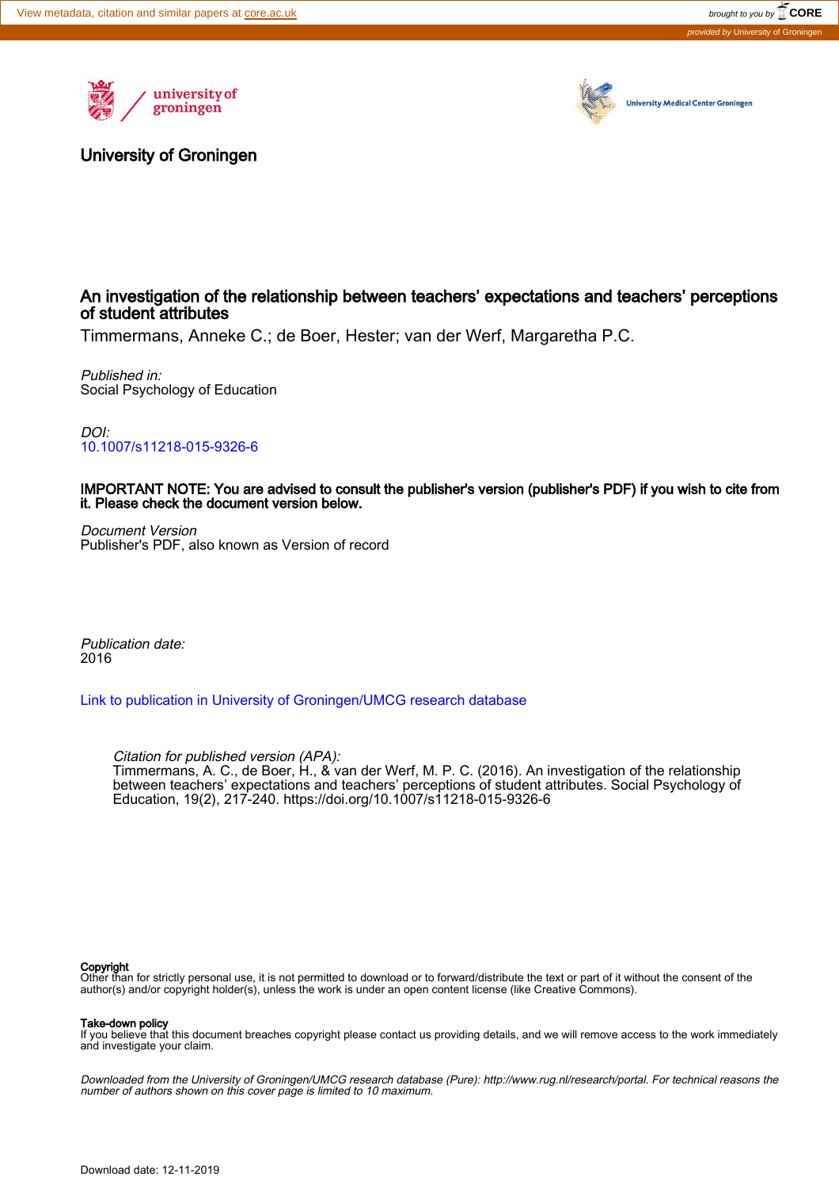View metadata, citation and similar papers at core.ac.uk

brought to you by CORE

provided by University of Groningen

University of Groningen

# An investigation of the relationship between teachers' expectations and teachers' perceptions of student attributes

Timmermans, Anneke C.; de Boer, Hester; van der Werf, Margaretha P.C.

*Published in:*
Social Psychology of Education

*DOI:*
10.1007/s11218-015-9326-6

**IMPORTANT NOTE: You are advised to consult the publisher's version (publisher's PDF) if you wish to cite from it. Please check the document version below.**

*Document Version*
Publisher's PDF, also known as Version of record

*Publication date:*
2016

Link to publication in University of Groningen/UMCG research database

*Citation for published version (APA):*
Timmermans, A. C., de Boer, H., & van der Werf, M. P. C. (2016). An investigation of the relationship between teachers' expectations and teachers' perceptions of student attributes. Social Psychology of Education, 19(2), 217-240. https://doi.org/10.1007/s11218-015-9326-6

**Copyright**
Other than for strictly personal use, it is not permitted to download or to forward/distribute the text or part of it without the consent of the author(s) and/or copyright holder(s), unless the work is under an open content license (like Creative Commons).

**Take-down policy**
If you believe that this document breaches copyright please contact us providing details, and we will remove access to the work immediately and investigate your claim.

*Downloaded from the University of Groningen/UMCG research database (Pure): http://www.rug.nl/research/portal. For technical reasons the number of authors shown on this cover page is limited to 10 maximum.*

Download date: 12-11-2019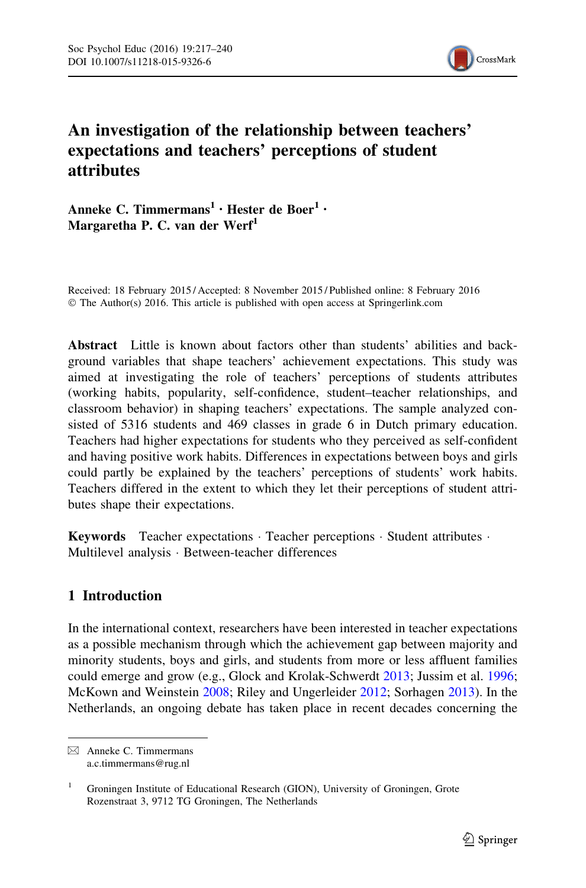# An investigation of the relationship between teachers' expectations and teachers' perceptions of student attributes

**Anneke C. Timmermans**[1] · **Hester de Boer**[1] · **Margaretha P. C. van der Werf**[1]

Received: 18 February 2015 / Accepted: 8 November 2015 / Published online: 8 February 2016
© The Author(s) 2016. This article is published with open access at Springerlink.com

**Abstract** Little is known about factors other than students' abilities and background variables that shape teachers' achievement expectations. This study was aimed at investigating the role of teachers' perceptions of students attributes (working habits, popularity, self-confidence, student–teacher relationships, and classroom behavior) in shaping teachers' expectations. The sample analyzed consisted of 5316 students and 469 classes in grade 6 in Dutch primary education. Teachers had higher expectations for students who they perceived as self-confident and having positive work habits. Differences in expectations between boys and girls could partly be explained by the teachers' perceptions of students' work habits. Teachers differed in the extent to which they let their perceptions of student attributes shape their expectations.

**Keywords** Teacher expectations · Teacher perceptions · Student attributes · Multilevel analysis · Between-teacher differences

## 1 Introduction

In the international context, researchers have been interested in teacher expectations as a possible mechanism through which the achievement gap between majority and minority students, boys and girls, and students from more or less affluent families could emerge and grow (e.g., Glock and Krolak-Schwerdt 2013; Jussim et al. 1996; McKown and Weinstein 2008; Riley and Ungerleider 2012; Sorhagen 2013). In the Netherlands, an ongoing debate has taken place in recent decades concerning the

---

✉ Anneke C. Timmermans
a.c.timmermans@rug.nl

[1] Groningen Institute of Educational Research (GION), University of Groningen, Grote Rozenstraat 3, 9712 TG Groningen, The Netherlands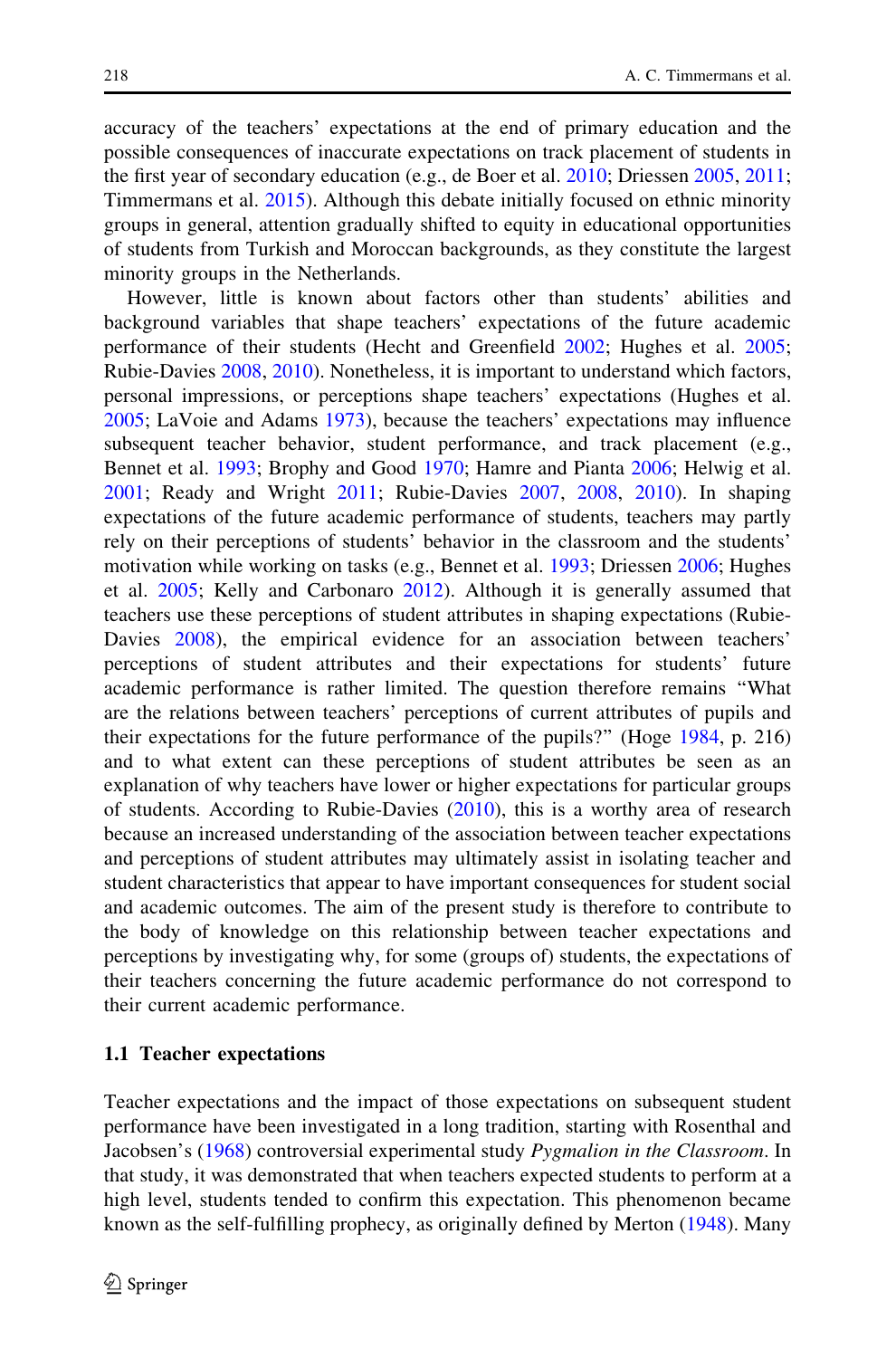accuracy of the teachers' expectations at the end of primary education and the possible consequences of inaccurate expectations on track placement of students in the first year of secondary education (e.g., de Boer et al. 2010; Driessen 2005, 2011; Timmermans et al. 2015). Although this debate initially focused on ethnic minority groups in general, attention gradually shifted to equity in educational opportunities of students from Turkish and Moroccan backgrounds, as they constitute the largest minority groups in the Netherlands.

However, little is known about factors other than students' abilities and background variables that shape teachers' expectations of the future academic performance of their students (Hecht and Greenfield 2002; Hughes et al. 2005; Rubie-Davies 2008, 2010). Nonetheless, it is important to understand which factors, personal impressions, or perceptions shape teachers' expectations (Hughes et al. 2005; LaVoie and Adams 1973), because the teachers' expectations may influence subsequent teacher behavior, student performance, and track placement (e.g., Bennet et al. 1993; Brophy and Good 1970; Hamre and Pianta 2006; Helwig et al. 2001; Ready and Wright 2011; Rubie-Davies 2007, 2008, 2010). In shaping expectations of the future academic performance of students, teachers may partly rely on their perceptions of students' behavior in the classroom and the students' motivation while working on tasks (e.g., Bennet et al. 1993; Driessen 2006; Hughes et al. 2005; Kelly and Carbonaro 2012). Although it is generally assumed that teachers use these perceptions of student attributes in shaping expectations (Rubie-Davies 2008), the empirical evidence for an association between teachers' perceptions of student attributes and their expectations for students' future academic performance is rather limited. The question therefore remains "What are the relations between teachers' perceptions of current attributes of pupils and their expectations for the future performance of the pupils?" (Hoge 1984, p. 216) and to what extent can these perceptions of student attributes be seen as an explanation of why teachers have lower or higher expectations for particular groups of students. According to Rubie-Davies (2010), this is a worthy area of research because an increased understanding of the association between teacher expectations and perceptions of student attributes may ultimately assist in isolating teacher and student characteristics that appear to have important consequences for student social and academic outcomes. The aim of the present study is therefore to contribute to the body of knowledge on this relationship between teacher expectations and perceptions by investigating why, for some (groups of) students, the expectations of their teachers concerning the future academic performance do not correspond to their current academic performance.

### 1.1 Teacher expectations

Teacher expectations and the impact of those expectations on subsequent student performance have been investigated in a long tradition, starting with Rosenthal and Jacobsen's (1968) controversial experimental study *Pygmalion in the Classroom*. In that study, it was demonstrated that when teachers expected students to perform at a high level, students tended to confirm this expectation. This phenomenon became known as the self-fulfilling prophecy, as originally defined by Merton (1948). Many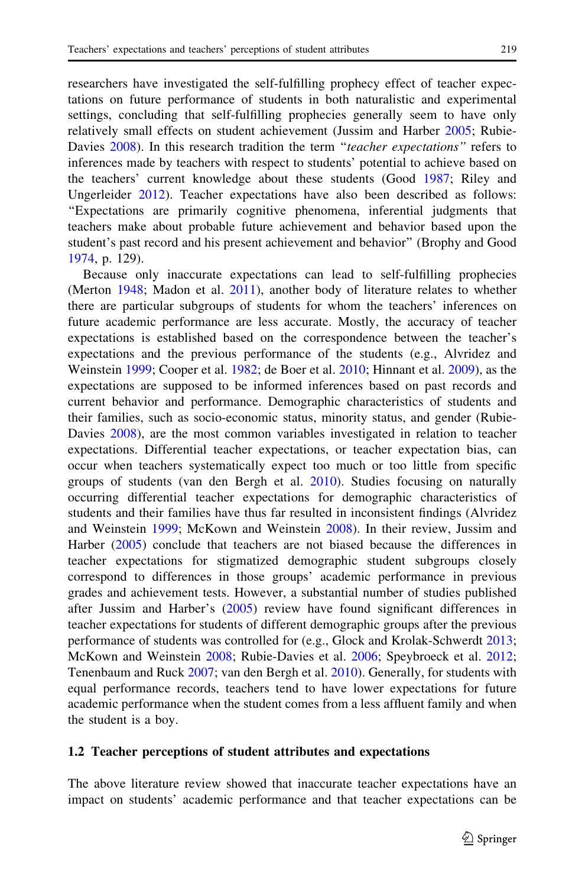researchers have investigated the self-fulfilling prophecy effect of teacher expectations on future performance of students in both naturalistic and experimental settings, concluding that self-fulfilling prophecies generally seem to have only relatively small effects on student achievement (Jussim and Harber 2005; Rubie-Davies 2008). In this research tradition the term "*teacher expectations"* refers to inferences made by teachers with respect to students' potential to achieve based on the teachers' current knowledge about these students (Good 1987; Riley and Ungerleider 2012). Teacher expectations have also been described as follows: "Expectations are primarily cognitive phenomena, inferential judgments that teachers make about probable future achievement and behavior based upon the student's past record and his present achievement and behavior" (Brophy and Good 1974, p. 129).

Because only inaccurate expectations can lead to self-fulfilling prophecies (Merton 1948; Madon et al. 2011), another body of literature relates to whether there are particular subgroups of students for whom the teachers' inferences on future academic performance are less accurate. Mostly, the accuracy of teacher expectations is established based on the correspondence between the teacher's expectations and the previous performance of the students (e.g., Alvridez and Weinstein 1999; Cooper et al. 1982; de Boer et al. 2010; Hinnant et al. 2009), as the expectations are supposed to be informed inferences based on past records and current behavior and performance. Demographic characteristics of students and their families, such as socio-economic status, minority status, and gender (Rubie-Davies 2008), are the most common variables investigated in relation to teacher expectations. Differential teacher expectations, or teacher expectation bias, can occur when teachers systematically expect too much or too little from specific groups of students (van den Bergh et al. 2010). Studies focusing on naturally occurring differential teacher expectations for demographic characteristics of students and their families have thus far resulted in inconsistent findings (Alvridez and Weinstein 1999; McKown and Weinstein 2008). In their review, Jussim and Harber (2005) conclude that teachers are not biased because the differences in teacher expectations for stigmatized demographic student subgroups closely correspond to differences in those groups' academic performance in previous grades and achievement tests. However, a substantial number of studies published after Jussim and Harber's (2005) review have found significant differences in teacher expectations for students of different demographic groups after the previous performance of students was controlled for (e.g., Glock and Krolak-Schwerdt 2013; McKown and Weinstein 2008; Rubie-Davies et al. 2006; Speybroeck et al. 2012; Tenenbaum and Ruck 2007; van den Bergh et al. 2010). Generally, for students with equal performance records, teachers tend to have lower expectations for future academic performance when the student comes from a less affluent family and when the student is a boy.

### 1.2 Teacher perceptions of student attributes and expectations

The above literature review showed that inaccurate teacher expectations have an impact on students' academic performance and that teacher expectations can be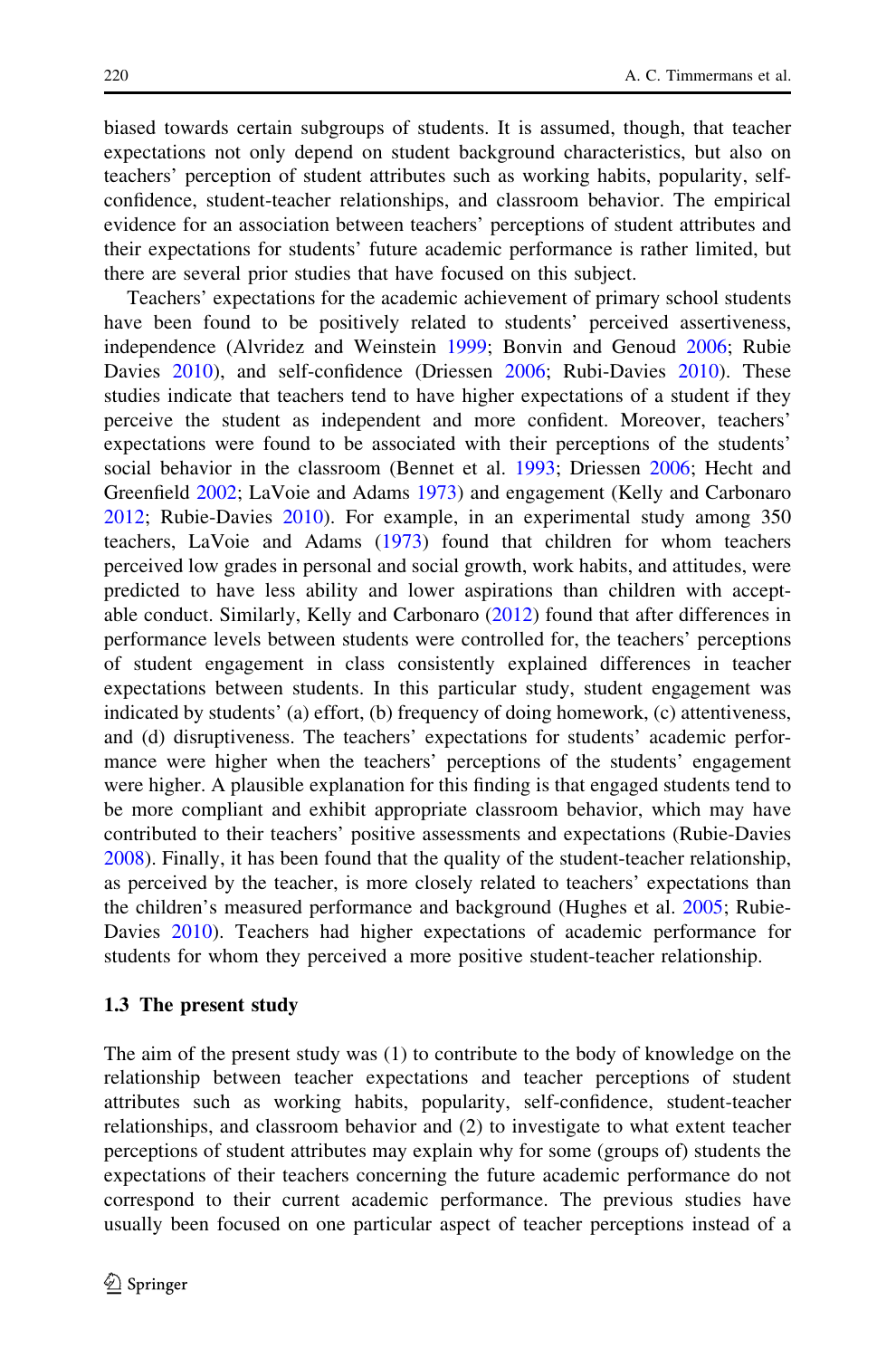biased towards certain subgroups of students. It is assumed, though, that teacher expectations not only depend on student background characteristics, but also on teachers' perception of student attributes such as working habits, popularity, self-confidence, student-teacher relationships, and classroom behavior. The empirical evidence for an association between teachers' perceptions of student attributes and their expectations for students' future academic performance is rather limited, but there are several prior studies that have focused on this subject.

Teachers' expectations for the academic achievement of primary school students have been found to be positively related to students' perceived assertiveness, independence (Alvridez and Weinstein 1999; Bonvin and Genoud 2006; Rubie Davies 2010), and self-confidence (Driessen 2006; Rubi-Davies 2010). These studies indicate that teachers tend to have higher expectations of a student if they perceive the student as independent and more confident. Moreover, teachers' expectations were found to be associated with their perceptions of the students' social behavior in the classroom (Bennet et al. 1993; Driessen 2006; Hecht and Greenfield 2002; LaVoie and Adams 1973) and engagement (Kelly and Carbonaro 2012; Rubie-Davies 2010). For example, in an experimental study among 350 teachers, LaVoie and Adams (1973) found that children for whom teachers perceived low grades in personal and social growth, work habits, and attitudes, were predicted to have less ability and lower aspirations than children with acceptable conduct. Similarly, Kelly and Carbonaro (2012) found that after differences in performance levels between students were controlled for, the teachers' perceptions of student engagement in class consistently explained differences in teacher expectations between students. In this particular study, student engagement was indicated by students' (a) effort, (b) frequency of doing homework, (c) attentiveness, and (d) disruptiveness. The teachers' expectations for students' academic performance were higher when the teachers' perceptions of the students' engagement were higher. A plausible explanation for this finding is that engaged students tend to be more compliant and exhibit appropriate classroom behavior, which may have contributed to their teachers' positive assessments and expectations (Rubie-Davies 2008). Finally, it has been found that the quality of the student-teacher relationship, as perceived by the teacher, is more closely related to teachers' expectations than the children's measured performance and background (Hughes et al. 2005; Rubie-Davies 2010). Teachers had higher expectations of academic performance for students for whom they perceived a more positive student-teacher relationship.

### 1.3 The present study

The aim of the present study was (1) to contribute to the body of knowledge on the relationship between teacher expectations and teacher perceptions of student attributes such as working habits, popularity, self-confidence, student-teacher relationships, and classroom behavior and (2) to investigate to what extent teacher perceptions of student attributes may explain why for some (groups of) students the expectations of their teachers concerning the future academic performance do not correspond to their current academic performance. The previous studies have usually been focused on one particular aspect of teacher perceptions instead of a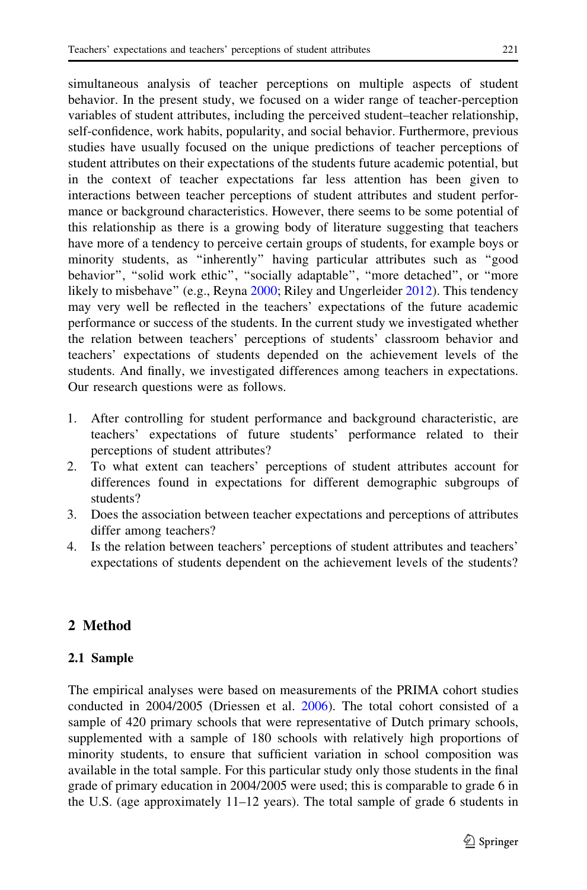simultaneous analysis of teacher perceptions on multiple aspects of student behavior. In the present study, we focused on a wider range of teacher-perception variables of student attributes, including the perceived student–teacher relationship, self-confidence, work habits, popularity, and social behavior. Furthermore, previous studies have usually focused on the unique predictions of teacher perceptions of student attributes on their expectations of the students future academic potential, but in the context of teacher expectations far less attention has been given to interactions between teacher perceptions of student attributes and student performance or background characteristics. However, there seems to be some potential of this relationship as there is a growing body of literature suggesting that teachers have more of a tendency to perceive certain groups of students, for example boys or minority students, as "inherently" having particular attributes such as "good behavior", "solid work ethic", "socially adaptable", "more detached", or "more likely to misbehave" (e.g., Reyna 2000; Riley and Ungerleider 2012). This tendency may very well be reflected in the teachers' expectations of the future academic performance or success of the students. In the current study we investigated whether the relation between teachers' perceptions of students' classroom behavior and teachers' expectations of students depended on the achievement levels of the students. And finally, we investigated differences among teachers in expectations. Our research questions were as follows.

1. After controlling for student performance and background characteristic, are teachers' expectations of future students' performance related to their perceptions of student attributes?
2. To what extent can teachers' perceptions of student attributes account for differences found in expectations for different demographic subgroups of students?
3. Does the association between teacher expectations and perceptions of attributes differ among teachers?
4. Is the relation between teachers' perceptions of student attributes and teachers' expectations of students dependent on the achievement levels of the students?

## 2 Method

### 2.1 Sample

The empirical analyses were based on measurements of the PRIMA cohort studies conducted in 2004/2005 (Driessen et al. 2006). The total cohort consisted of a sample of 420 primary schools that were representative of Dutch primary schools, supplemented with a sample of 180 schools with relatively high proportions of minority students, to ensure that sufficient variation in school composition was available in the total sample. For this particular study only those students in the final grade of primary education in 2004/2005 were used; this is comparable to grade 6 in the U.S. (age approximately 11–12 years). The total sample of grade 6 students in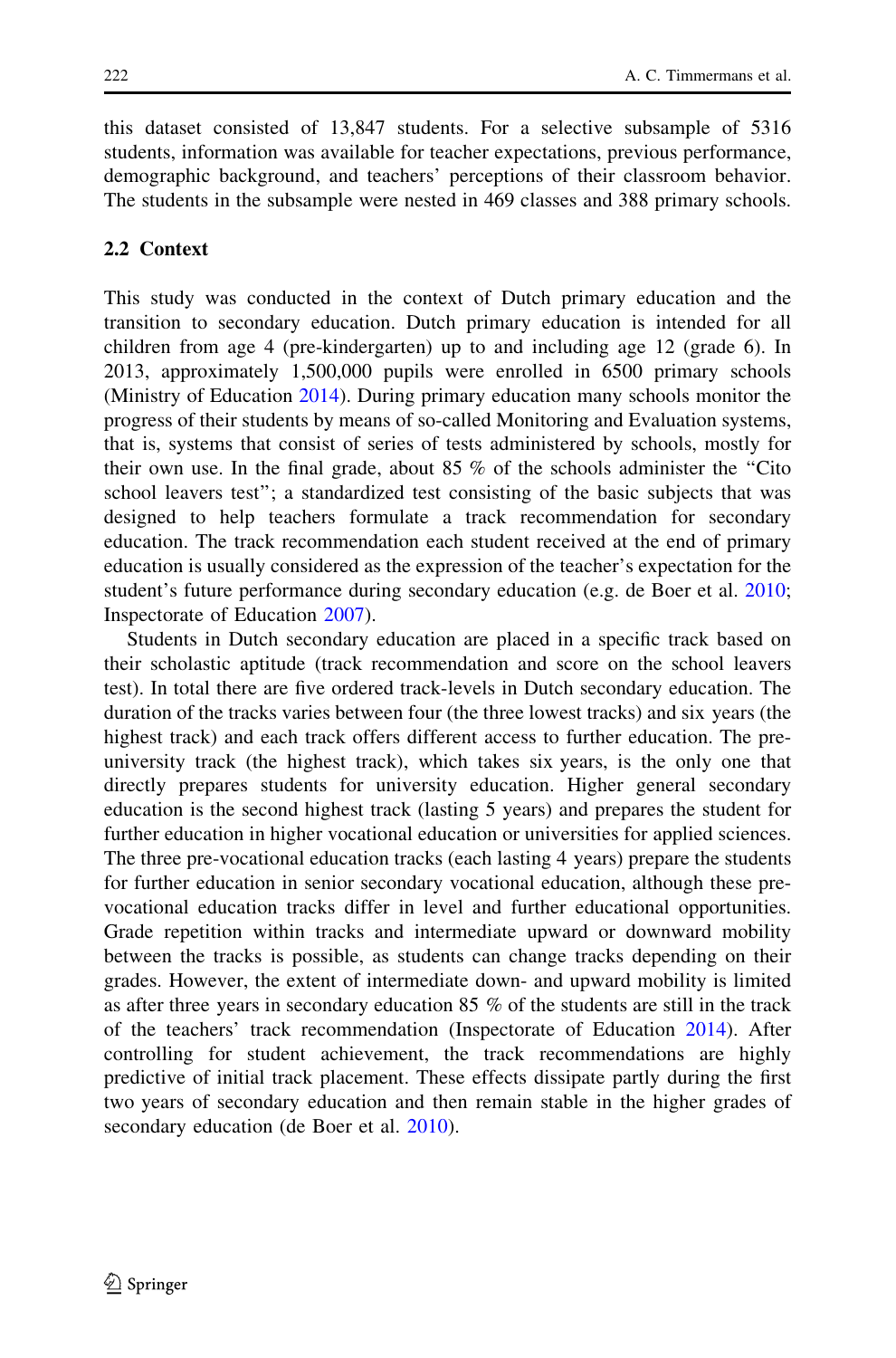this dataset consisted of 13,847 students. For a selective subsample of 5316 students, information was available for teacher expectations, previous performance, demographic background, and teachers' perceptions of their classroom behavior. The students in the subsample were nested in 469 classes and 388 primary schools.

### 2.2 Context

This study was conducted in the context of Dutch primary education and the transition to secondary education. Dutch primary education is intended for all children from age 4 (pre-kindergarten) up to and including age 12 (grade 6). In 2013, approximately 1,500,000 pupils were enrolled in 6500 primary schools (Ministry of Education 2014). During primary education many schools monitor the progress of their students by means of so-called Monitoring and Evaluation systems, that is, systems that consist of series of tests administered by schools, mostly for their own use. In the final grade, about 85 % of the schools administer the "Cito school leavers test"; a standardized test consisting of the basic subjects that was designed to help teachers formulate a track recommendation for secondary education. The track recommendation each student received at the end of primary education is usually considered as the expression of the teacher's expectation for the student's future performance during secondary education (e.g. de Boer et al. 2010; Inspectorate of Education 2007).

Students in Dutch secondary education are placed in a specific track based on their scholastic aptitude (track recommendation and score on the school leavers test). In total there are five ordered track-levels in Dutch secondary education. The duration of the tracks varies between four (the three lowest tracks) and six years (the highest track) and each track offers different access to further education. The pre-university track (the highest track), which takes six years, is the only one that directly prepares students for university education. Higher general secondary education is the second highest track (lasting 5 years) and prepares the student for further education in higher vocational education or universities for applied sciences. The three pre-vocational education tracks (each lasting 4 years) prepare the students for further education in senior secondary vocational education, although these pre-vocational education tracks differ in level and further educational opportunities. Grade repetition within tracks and intermediate upward or downward mobility between the tracks is possible, as students can change tracks depending on their grades. However, the extent of intermediate down- and upward mobility is limited as after three years in secondary education 85 % of the students are still in the track of the teachers' track recommendation (Inspectorate of Education 2014). After controlling for student achievement, the track recommendations are highly predictive of initial track placement. These effects dissipate partly during the first two years of secondary education and then remain stable in the higher grades of secondary education (de Boer et al. 2010).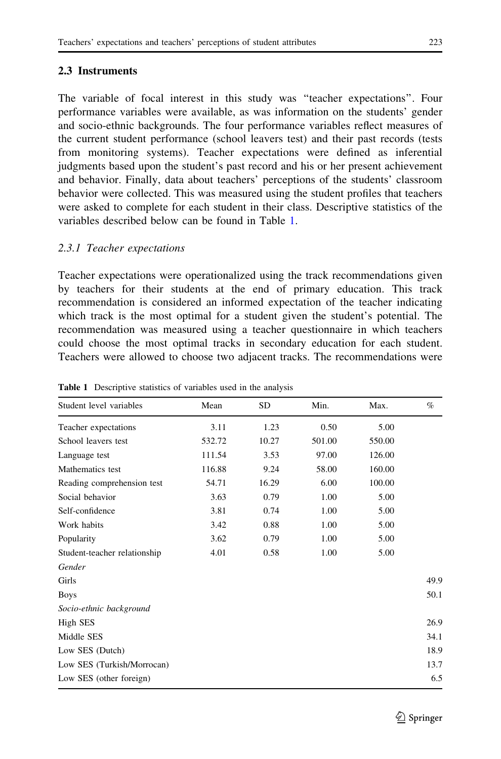### 2.3 Instruments

The variable of focal interest in this study was "teacher expectations". Four performance variables were available, as was information on the students' gender and socio-ethnic backgrounds. The four performance variables reflect measures of the current student performance (school leavers test) and their past records (tests from monitoring systems). Teacher expectations were defined as inferential judgments based upon the student's past record and his or her present achievement and behavior. Finally, data about teachers' perceptions of the students' classroom behavior were collected. This was measured using the student profiles that teachers were asked to complete for each student in their class. Descriptive statistics of the variables described below can be found in Table 1.

#### *2.3.1 Teacher expectations*

Teacher expectations were operationalized using the track recommendations given by teachers for their students at the end of primary education. This track recommendation is considered an informed expectation of the teacher indicating which track is the most optimal for a student given the student's potential. The recommendation was measured using a teacher questionnaire in which teachers could choose the most optimal tracks in secondary education for each student. Teachers were allowed to choose two adjacent tracks. The recommendations were

**Table 1** Descriptive statistics of variables used in the analysis

| Student level variables | Mean | SD | Min. | Max. | % |
|---|---|---|---|---|---|
| Teacher expectations | 3.11 | 1.23 | 0.50 | 5.00 | |
| School leavers test | 532.72 | 10.27 | 501.00 | 550.00 | |
| Language test | 111.54 | 3.53 | 97.00 | 126.00 | |
| Mathematics test | 116.88 | 9.24 | 58.00 | 160.00 | |
| Reading comprehension test | 54.71 | 16.29 | 6.00 | 100.00 | |
| Social behavior | 3.63 | 0.79 | 1.00 | 5.00 | |
| Self-confidence | 3.81 | 0.74 | 1.00 | 5.00 | |
| Work habits | 3.42 | 0.88 | 1.00 | 5.00 | |
| Popularity | 3.62 | 0.79 | 1.00 | 5.00 | |
| Student-teacher relationship | 4.01 | 0.58 | 1.00 | 5.00 | |
| *Gender* | | | | | |
| Girls | | | | | 49.9 |
| Boys | | | | | 50.1 |
| *Socio-ethnic background* | | | | | |
| High SES | | | | | 26.9 |
| Middle SES | | | | | 34.1 |
| Low SES (Dutch) | | | | | 18.9 |
| Low SES (Turkish/Morrocan) | | | | | 13.7 |
| Low SES (other foreign) | | | | | 6.5 |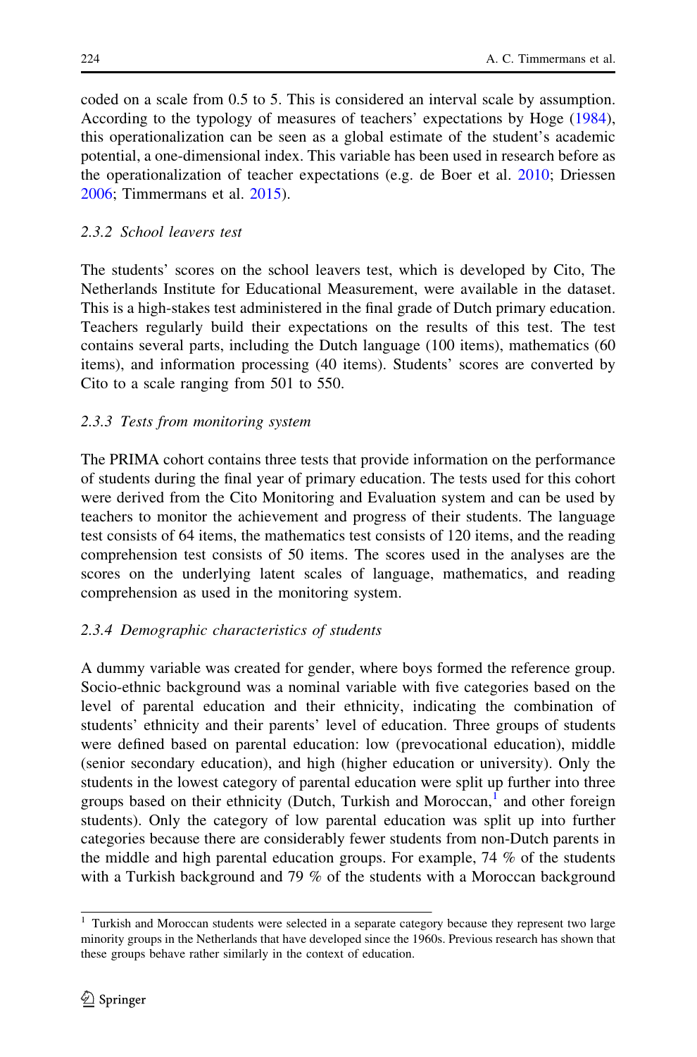coded on a scale from 0.5 to 5. This is considered an interval scale by assumption. According to the typology of measures of teachers' expectations by Hoge (1984), this operationalization can be seen as a global estimate of the student's academic potential, a one-dimensional index. This variable has been used in research before as the operationalization of teacher expectations (e.g. de Boer et al. 2010; Driessen 2006; Timmermans et al. 2015).

### *2.3.2 School leavers test*

The students' scores on the school leavers test, which is developed by Cito, The Netherlands Institute for Educational Measurement, were available in the dataset. This is a high-stakes test administered in the final grade of Dutch primary education. Teachers regularly build their expectations on the results of this test. The test contains several parts, including the Dutch language (100 items), mathematics (60 items), and information processing (40 items). Students' scores are converted by Cito to a scale ranging from 501 to 550.

### *2.3.3 Tests from monitoring system*

The PRIMA cohort contains three tests that provide information on the performance of students during the final year of primary education. The tests used for this cohort were derived from the Cito Monitoring and Evaluation system and can be used by teachers to monitor the achievement and progress of their students. The language test consists of 64 items, the mathematics test consists of 120 items, and the reading comprehension test consists of 50 items. The scores used in the analyses are the scores on the underlying latent scales of language, mathematics, and reading comprehension as used in the monitoring system.

### *2.3.4 Demographic characteristics of students*

A dummy variable was created for gender, where boys formed the reference group. Socio-ethnic background was a nominal variable with five categories based on the level of parental education and their ethnicity, indicating the combination of students' ethnicity and their parents' level of education. Three groups of students were defined based on parental education: low (prevocational education), middle (senior secondary education), and high (higher education or university). Only the students in the lowest category of parental education were split up further into three groups based on their ethnicity (Dutch, Turkish and Moroccan,[1] and other foreign students). Only the category of low parental education was split up into further categories because there are considerably fewer students from non-Dutch parents in the middle and high parental education groups. For example, 74 % of the students with a Turkish background and 79 % of the students with a Moroccan background

[1] Turkish and Moroccan students were selected in a separate category because they represent two large minority groups in the Netherlands that have developed since the 1960s. Previous research has shown that these groups behave rather similarly in the context of education.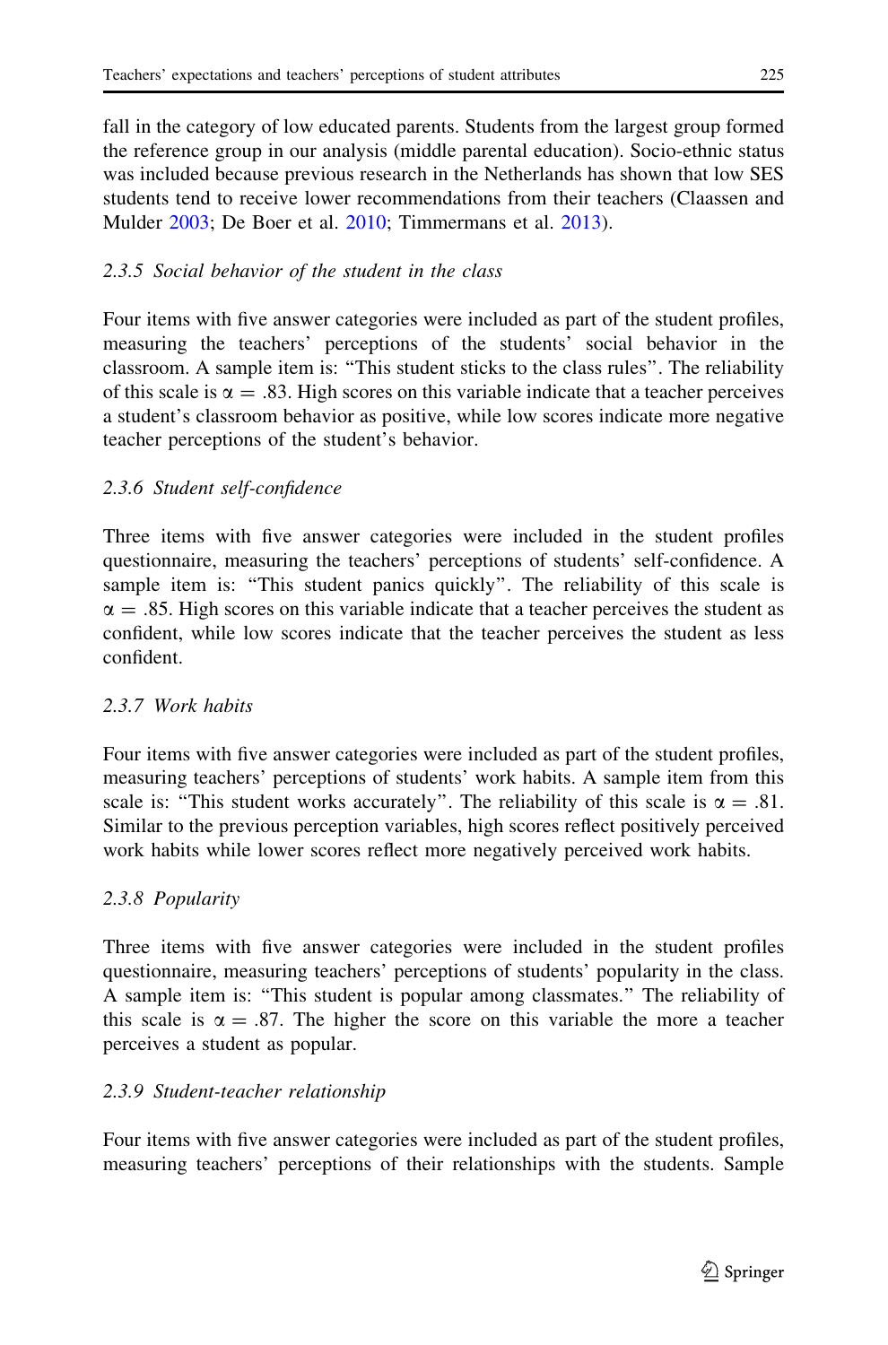fall in the category of low educated parents. Students from the largest group formed the reference group in our analysis (middle parental education). Socio-ethnic status was included because previous research in the Netherlands has shown that low SES students tend to receive lower recommendations from their teachers (Claassen and Mulder 2003; De Boer et al. 2010; Timmermans et al. 2013).

#### 2.3.5 *Social behavior of the student in the class*

Four items with five answer categories were included as part of the student profiles, measuring the teachers' perceptions of the students' social behavior in the classroom. A sample item is: "This student sticks to the class rules". The reliability of this scale is $\alpha = .83$. High scores on this variable indicate that a teacher perceives a student's classroom behavior as positive, while low scores indicate more negative teacher perceptions of the student's behavior.

#### 2.3.6 *Student self-confidence*

Three items with five answer categories were included in the student profiles questionnaire, measuring the teachers' perceptions of students' self-confidence. A sample item is: "This student panics quickly". The reliability of this scale is $\alpha = .85$. High scores on this variable indicate that a teacher perceives the student as confident, while low scores indicate that the teacher perceives the student as less confident.

#### 2.3.7 *Work habits*

Four items with five answer categories were included as part of the student profiles, measuring teachers' perceptions of students' work habits. A sample item from this scale is: "This student works accurately". The reliability of this scale is $\alpha = .81$. Similar to the previous perception variables, high scores reflect positively perceived work habits while lower scores reflect more negatively perceived work habits.

#### 2.3.8 *Popularity*

Three items with five answer categories were included in the student profiles questionnaire, measuring teachers' perceptions of students' popularity in the class. A sample item is: "This student is popular among classmates." The reliability of this scale is $\alpha = .87$. The higher the score on this variable the more a teacher perceives a student as popular.

#### 2.3.9 *Student-teacher relationship*

Four items with five answer categories were included as part of the student profiles, measuring teachers' perceptions of their relationships with the students. Sample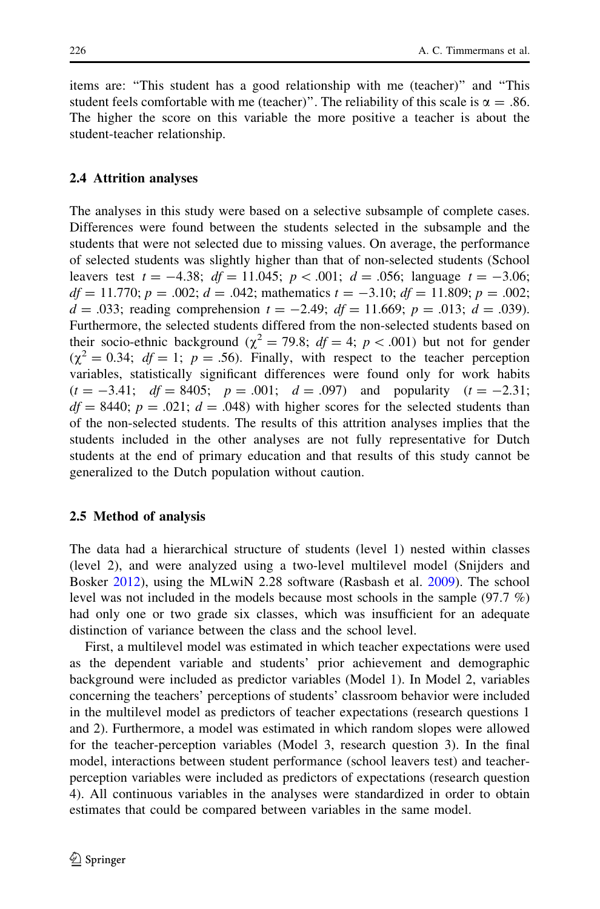items are: "This student has a good relationship with me (teacher)" and "This student feels comfortable with me (teacher)". The reliability of this scale is $\alpha = .86$. The higher the score on this variable the more positive a teacher is about the student-teacher relationship.

### 2.4 Attrition analyses

The analyses in this study were based on a selective subsample of complete cases. Differences were found between the students selected in the subsample and the students that were not selected due to missing values. On average, the performance of selected students was slightly higher than that of non-selected students (School leavers test $t = -4.38$; $df = 11.045$; $p < .001$; $d = .056$; language $t = -3.06$; $df = 11.770$; $p = .002$; $d = .042$; mathematics $t = -3.10$; $df = 11.809$; $p = .002$; $d = .033$; reading comprehension $t = -2.49$; $df = 11.669$; $p = .013$; $d = .039$). Furthermore, the selected students differed from the non-selected students based on their socio-ethnic background ($\chi^2 = 79.8$; $df = 4$; $p < .001$) but not for gender ($\chi^2 = 0.34$; $df = 1$; $p = .56$). Finally, with respect to the teacher perception variables, statistically significant differences were found only for work habits ($t = -3.41$; $df = 8405$; $p = .001$; $d = .097$) and popularity ($t = -2.31$; $df = 8440$; $p = .021$; $d = .048$) with higher scores for the selected students than of the non-selected students. The results of this attrition analyses implies that the students included in the other analyses are not fully representative for Dutch students at the end of primary education and that results of this study cannot be generalized to the Dutch population without caution.

### 2.5 Method of analysis

The data had a hierarchical structure of students (level 1) nested within classes (level 2), and were analyzed using a two-level multilevel model (Snijders and Bosker 2012), using the MLwiN 2.28 software (Rasbash et al. 2009). The school level was not included in the models because most schools in the sample (97.7 %) had only one or two grade six classes, which was insufficient for an adequate distinction of variance between the class and the school level.

First, a multilevel model was estimated in which teacher expectations were used as the dependent variable and students' prior achievement and demographic background were included as predictor variables (Model 1). In Model 2, variables concerning the teachers' perceptions of students' classroom behavior were included in the multilevel model as predictors of teacher expectations (research questions 1 and 2). Furthermore, a model was estimated in which random slopes were allowed for the teacher-perception variables (Model 3, research question 3). In the final model, interactions between student performance (school leavers test) and teacher-perception variables were included as predictors of expectations (research question 4). All continuous variables in the analyses were standardized in order to obtain estimates that could be compared between variables in the same model.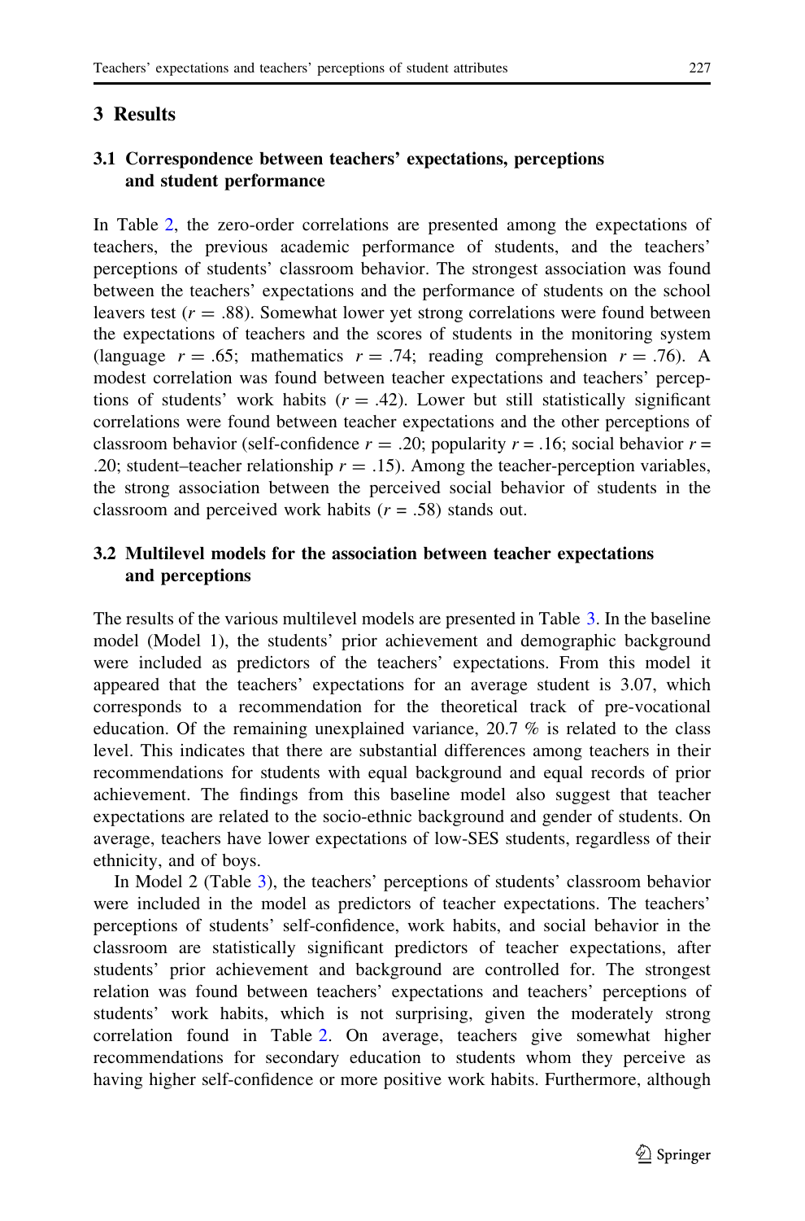## 3 Results

### 3.1 Correspondence between teachers' expectations, perceptions and student performance

In Table 2, the zero-order correlations are presented among the expectations of teachers, the previous academic performance of students, and the teachers' perceptions of students' classroom behavior. The strongest association was found between the teachers' expectations and the performance of students on the school leavers test ($r = .88$). Somewhat lower yet strong correlations were found between the expectations of teachers and the scores of students in the monitoring system (language $r = .65$; mathematics $r = .74$; reading comprehension $r = .76$). A modest correlation was found between teacher expectations and teachers' perceptions of students' work habits ($r = .42$). Lower but still statistically significant correlations were found between teacher expectations and the other perceptions of classroom behavior (self-confidence $r = .20$; popularity $r = .16$; social behavior $r = .20$; student–teacher relationship $r = .15$). Among the teacher-perception variables, the strong association between the perceived social behavior of students in the classroom and perceived work habits ($r = .58$) stands out.

### 3.2 Multilevel models for the association between teacher expectations and perceptions

The results of the various multilevel models are presented in Table 3. In the baseline model (Model 1), the students' prior achievement and demographic background were included as predictors of the teachers' expectations. From this model it appeared that the teachers' expectations for an average student is 3.07, which corresponds to a recommendation for the theoretical track of pre-vocational education. Of the remaining unexplained variance, 20.7 % is related to the class level. This indicates that there are substantial differences among teachers in their recommendations for students with equal background and equal records of prior achievement. The findings from this baseline model also suggest that teacher expectations are related to the socio-ethnic background and gender of students. On average, teachers have lower expectations of low-SES students, regardless of their ethnicity, and of boys.

In Model 2 (Table 3), the teachers' perceptions of students' classroom behavior were included in the model as predictors of teacher expectations. The teachers' perceptions of students' self-confidence, work habits, and social behavior in the classroom are statistically significant predictors of teacher expectations, after students' prior achievement and background are controlled for. The strongest relation was found between teachers' expectations and teachers' perceptions of students' work habits, which is not surprising, given the moderately strong correlation found in Table 2. On average, teachers give somewhat higher recommendations for secondary education to students whom they perceive as having higher self-confidence or more positive work habits. Furthermore, although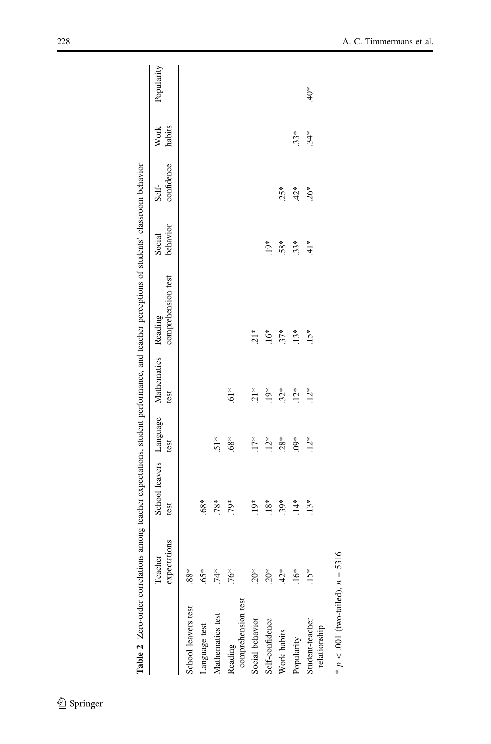**Table 2** Zero-order correlations among teacher expectations, student performance, and teacher perceptions of students' classroom behavior

| | Teacher expectations | School leavers test | Language test | Mathematics test | Reading comprehension test | Social behavior | Self-confidence | Work habits | Popularity |
|---|---|---|---|---|---|---|---|---|---|
| School leavers test | .88* | | | | | | | | |
| Language test | .65* | .68* | | | | | | | |
| Mathematics test | .74* | .78* | .51* | | | | | | |
| Reading comprehension test | .76* | .79* | .68* | .61* | | | | | |
| Social behavior | .20* | .19* | .17* | .21* | .21* | | | | |
| Self-confidence | .20* | .18* | .12* | .19* | .16* | .19* | | | |
| Work habits | .42* | .39* | .28* | .32* | .37* | .58* | .25* | | |
| Popularity | .16* | .14* | .09* | .12* | .13* | .33* | .42* | .33* | |
| Student-teacher relationship | .15* | .13* | .12* | .12* | .15* | .41* | .26* | .34* | .40* |

* $p < .001$ (two-tailed), $n = 5316$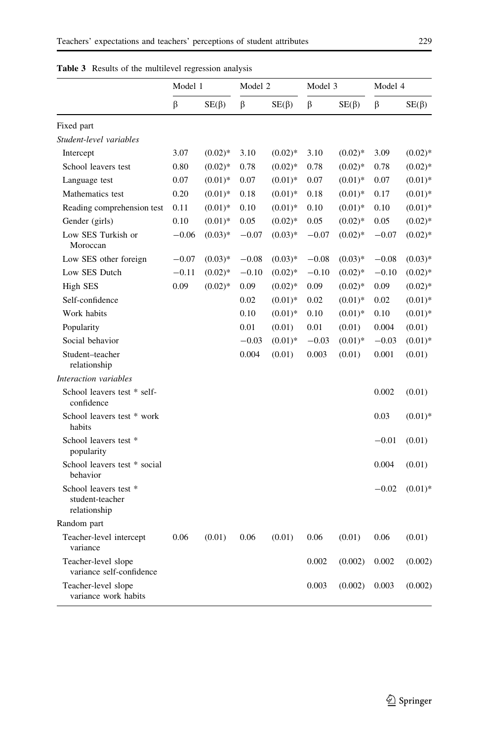**Table 3** Results of the multilevel regression analysis

| | Model 1 | | Model 2 | | Model 3 | | Model 4 | |
|---|---|---|---|---|---|---|---|---|
| | β | SE(β) | β | SE(β) | β | SE(β) | β | SE(β) |
| Fixed part | | | | | | | | |
| *Student-level variables* | | | | | | | | |
| Intercept | 3.07 | (0.02)* | 3.10 | (0.02)* | 3.10 | (0.02)* | 3.09 | (0.02)* |
| School leavers test | 0.80 | (0.02)* | 0.78 | (0.02)* | 0.78 | (0.02)* | 0.78 | (0.02)* |
| Language test | 0.07 | (0.01)* | 0.07 | (0.01)* | 0.07 | (0.01)* | 0.07 | (0.01)* |
| Mathematics test | 0.20 | (0.01)* | 0.18 | (0.01)* | 0.18 | (0.01)* | 0.17 | (0.01)* |
| Reading comprehension test | 0.11 | (0.01)* | 0.10 | (0.01)* | 0.10 | (0.01)* | 0.10 | (0.01)* |
| Gender (girls) | 0.10 | (0.01)* | 0.05 | (0.02)* | 0.05 | (0.02)* | 0.05 | (0.02)* |
| Low SES Turkish or Moroccan | −0.06 | (0.03)* | −0.07 | (0.03)* | −0.07 | (0.02)* | −0.07 | (0.02)* |
| Low SES other foreign | −0.07 | (0.03)* | −0.08 | (0.03)* | −0.08 | (0.03)* | −0.08 | (0.03)* |
| Low SES Dutch | −0.11 | (0.02)* | −0.10 | (0.02)* | −0.10 | (0.02)* | −0.10 | (0.02)* |
| High SES | 0.09 | (0.02)* | 0.09 | (0.02)* | 0.09 | (0.02)* | 0.09 | (0.02)* |
| Self-confidence | | | 0.02 | (0.01)* | 0.02 | (0.01)* | 0.02 | (0.01)* |
| Work habits | | | 0.10 | (0.01)* | 0.10 | (0.01)* | 0.10 | (0.01)* |
| Popularity | | | 0.01 | (0.01) | 0.01 | (0.01) | 0.004 | (0.01) |
| Social behavior | | | −0.03 | (0.01)* | −0.03 | (0.01)* | −0.03 | (0.01)* |
| Student–teacher relationship | | | 0.004 | (0.01) | 0.003 | (0.01) | 0.001 | (0.01) |
| *Interaction variables* | | | | | | | | |
| School leavers test * self-confidence | | | | | | | 0.002 | (0.01) |
| School leavers test * work habits | | | | | | | 0.03 | (0.01)* |
| School leavers test * popularity | | | | | | | −0.01 | (0.01) |
| School leavers test * social behavior | | | | | | | 0.004 | (0.01) |
| School leavers test * student-teacher relationship | | | | | | | −0.02 | (0.01)* |
| Random part | | | | | | | | |
| Teacher-level intercept variance | 0.06 | (0.01) | 0.06 | (0.01) | 0.06 | (0.01) | 0.06 | (0.01) |
| Teacher-level slope variance self-confidence | | | | | 0.002 | (0.002) | 0.002 | (0.002) |
| Teacher-level slope variance work habits | | | | | 0.003 | (0.002) | 0.003 | (0.002) |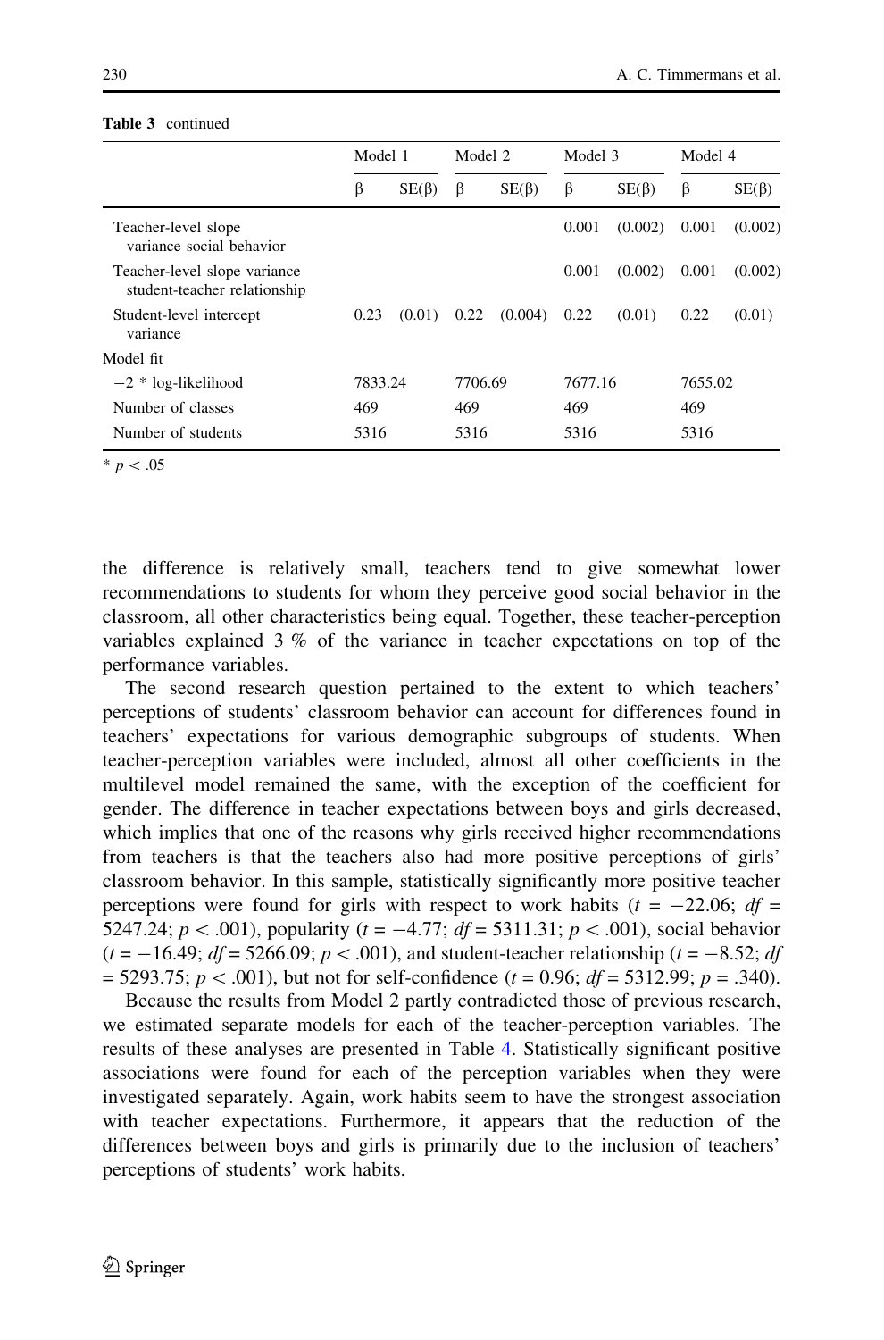**Table 3** continued

| | Model 1 | | Model 2 | | Model 3 | | Model 4 | |
|---|---|---|---|---|---|---|---|---|
| | β | SE(β) | β | SE(β) | β | SE(β) | β | SE(β) |
| Teacher-level slope variance social behavior | | | | | 0.001 | (0.002) | 0.001 | (0.002) |
| Teacher-level slope variance student-teacher relationship | | | | | 0.001 | (0.002) | 0.001 | (0.002) |
| Student-level intercept variance | 0.23 | (0.01) | 0.22 | (0.004) | 0.22 | (0.01) | 0.22 | (0.01) |
| Model fit | | | | | | | | |
| −2 * log-likelihood | 7833.24 | | 7706.69 | | 7677.16 | | 7655.02 | |
| Number of classes | 469 | | 469 | | 469 | | 469 | |
| Number of students | 5316 | | 5316 | | 5316 | | 5316 | |

* $p < .05$

the difference is relatively small, teachers tend to give somewhat lower recommendations to students for whom they perceive good social behavior in the classroom, all other characteristics being equal. Together, these teacher-perception variables explained 3 % of the variance in teacher expectations on top of the performance variables.

The second research question pertained to the extent to which teachers' perceptions of students' classroom behavior can account for differences found in teachers' expectations for various demographic subgroups of students. When teacher-perception variables were included, almost all other coefficients in the multilevel model remained the same, with the exception of the coefficient for gender. The difference in teacher expectations between boys and girls decreased, which implies that one of the reasons why girls received higher recommendations from teachers is that the teachers also had more positive perceptions of girls' classroom behavior. In this sample, statistically significantly more positive teacher perceptions were found for girls with respect to work habits ($t = -22.06$; $df = 5247.24$; $p < .001$), popularity ($t = -4.77$; $df = 5311.31$; $p < .001$), social behavior ($t = -16.49$; $df = 5266.09$; $p < .001$), and student-teacher relationship ($t = -8.52$; $df = 5293.75$; $p < .001$), but not for self-confidence ($t = 0.96$; $df = 5312.99$; $p = .340$).

Because the results from Model 2 partly contradicted those of previous research, we estimated separate models for each of the teacher-perception variables. The results of these analyses are presented in Table 4. Statistically significant positive associations were found for each of the perception variables when they were investigated separately. Again, work habits seem to have the strongest association with teacher expectations. Furthermore, it appears that the reduction of the differences between boys and girls is primarily due to the inclusion of teachers' perceptions of students' work habits.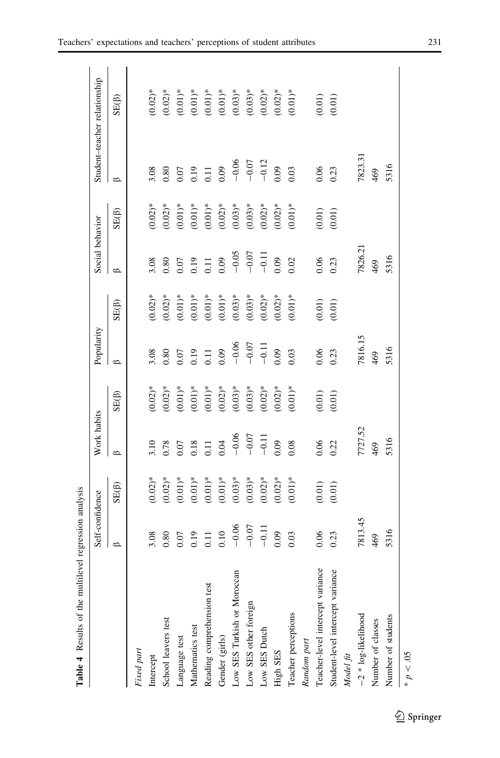**Table 4** Results of the multilevel regression analysis

| | Self-confidence | | Work habits | | Popularity | | Social behavior | | Student–teacher relationship | |
|---|---|---|---|---|---|---|---|---|---|---|
| | β | SE(β) | β | SE(β) | β | SE(β) | β | SE(β) | β | SE(β) |
| *Fixed part* | | | | | | | | | | |
| Intercept | 3.08 | (0.02)* | 3.10 | (0.02)* | 3.08 | (0.02)* | 3.08 | (0.02)* | 3.08 | (0.02)* |
| School leavers test | 0.80 | (0.02)* | 0.78 | (0.02)* | 0.80 | (0.02)* | 0.80 | (0.02)* | 0.80 | (0.02)* |
| Language test | 0.07 | (0.01)* | 0.07 | (0.01)* | 0.07 | (0.01)* | 0.07 | (0.01)* | 0.07 | (0.01)* |
| Mathematics test | 0.19 | (0.01)* | 0.18 | (0.01)* | 0.19 | (0.01)* | 0.19 | (0.01)* | 0.19 | (0.01)* |
| Reading comprehension test | 0.11 | (0.01)* | 0.11 | (0.01)* | 0.11 | (0.01)* | 0.11 | (0.01)* | 0.11 | (0.01)* |
| Gender (girls) | 0.10 | (0.01)* | 0.04 | (0.02)* | 0.09 | (0.01)* | 0.09 | (0.02)* | 0.09 | (0.01)* |
| Low SES Turkish or Moroccan | −0.06 | (0.03)* | −0.06 | (0.03)* | −0.06 | (0.03)* | −0.05 | (0.03)* | −0.06 | (0.03)* |
| Low SES other foreign | −0.07 | (0.03)* | −0.07 | (0.03)* | −0.07 | (0.03)* | −0.07 | (0.03)* | −0.07 | (0.03)* |
| Low SES Dutch | −0.11 | (0.02)* | −0.11 | (0.02)* | −0.11 | (0.02)* | −0.11 | (0.02)* | −0.12 | (0.02)* |
| High SES | 0.09 | (0.02)* | 0.09 | (0.02)* | 0.09 | (0.02)* | 0.09 | (0.02)* | 0.09 | (0.02)* |
| Teacher perceptions | 0.03 | (0.01)* | 0.08 | (0.01)* | 0.03 | (0.01)* | 0.02 | (0.01)* | 0.03 | (0.01)* |
| *Random part* | | | | | | | | | | |
| Teacher-level intercept variance | 0.06 | (0.01) | 0.06 | (0.01) | 0.06 | (0.01) | 0.06 | (0.01) | 0.06 | (0.01) |
| Student-level intercept variance | 0.23 | (0.01) | 0.22 | (0.01) | 0.23 | (0.01) | 0.23 | (0.01) | 0.23 | (0.01) |
| *Model fit* | | | | | | | | | | |
| −2 * log-likelihood | 7813.45 | | 7727.52 | | 7816.15 | | 7826.21 | | 7823.31 | |
| Number of classes | 469 | | 469 | | 469 | | 469 | | 469 | |
| Number of students | 5316 | | 5316 | | 5316 | | 5316 | | 5316 | |

* $p < .05$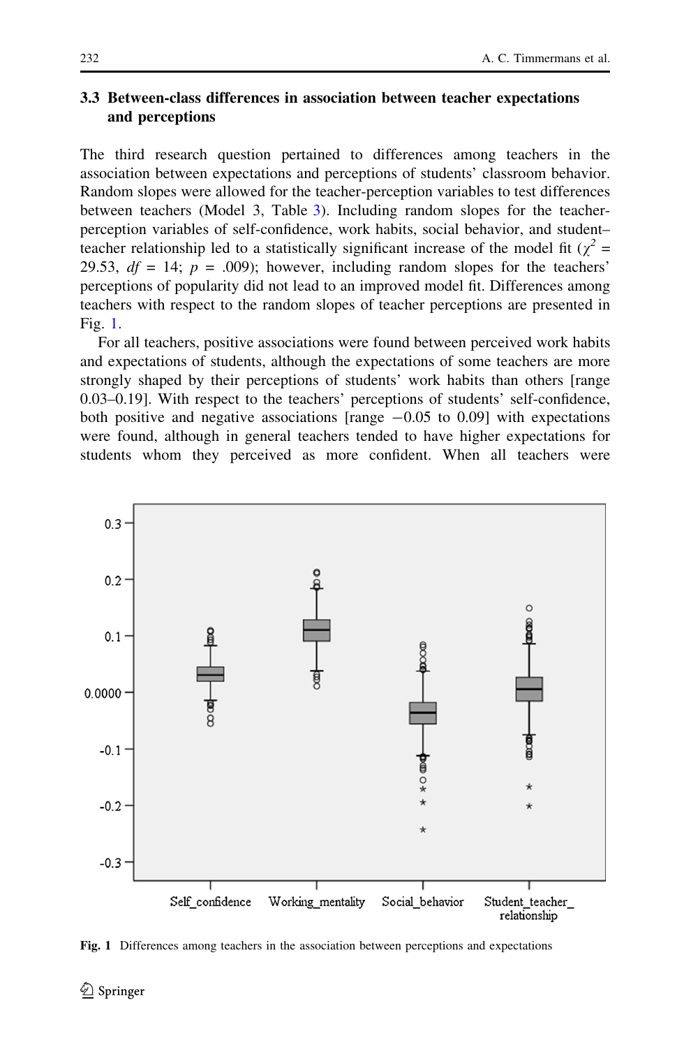### 3.3 Between-class differences in association between teacher expectations and perceptions

The third research question pertained to differences among teachers in the association between expectations and perceptions of students' classroom behavior. Random slopes were allowed for the teacher-perception variables to test differences between teachers (Model 3, Table 3). Including random slopes for the teacher-perception variables of self-confidence, work habits, social behavior, and student–teacher relationship led to a statistically significant increase of the model fit ($\chi^2$ = 29.53, $df$ = 14; $p$ = .009); however, including random slopes for the teachers' perceptions of popularity did not lead to an improved model fit. Differences among teachers with respect to the random slopes of teacher perceptions are presented in Fig. 1.

For all teachers, positive associations were found between perceived work habits and expectations of students, although the expectations of some teachers are more strongly shaped by their perceptions of students' work habits than others [range 0.03–0.19]. With respect to the teachers' perceptions of students' self-confidence, both positive and negative associations [range −0.05 to 0.09] with expectations were found, although in general teachers tended to have higher expectations for students whom they perceived as more confident. When all teachers were

0.3
0.2
0.1
0.0000
-0.1
-0.2
-0.3
Self_confidence
Working_mentality
Social_behavior
Student_teacher_relationship

**Fig. 1** Differences among teachers in the association between perceptions and expectations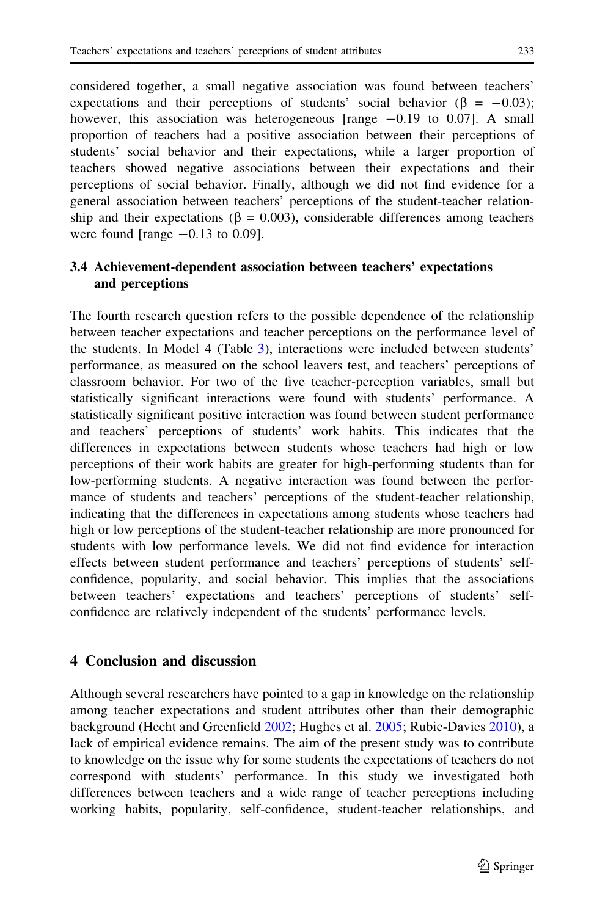considered together, a small negative association was found between teachers' expectations and their perceptions of students' social behavior ($\beta = -0.03$); however, this association was heterogeneous [range $-0.19$ to 0.07]. A small proportion of teachers had a positive association between their perceptions of students' social behavior and their expectations, while a larger proportion of teachers showed negative associations between their expectations and their perceptions of social behavior. Finally, although we did not find evidence for a general association between teachers' perceptions of the student-teacher relationship and their expectations ($\beta = 0.003$), considerable differences among teachers were found [range $-0.13$ to 0.09].

### 3.4 Achievement-dependent association between teachers' expectations and perceptions

The fourth research question refers to the possible dependence of the relationship between teacher expectations and teacher perceptions on the performance level of the students. In Model 4 (Table 3), interactions were included between students' performance, as measured on the school leavers test, and teachers' perceptions of classroom behavior. For two of the five teacher-perception variables, small but statistically significant interactions were found with students' performance. A statistically significant positive interaction was found between student performance and teachers' perceptions of students' work habits. This indicates that the differences in expectations between students whose teachers had high or low perceptions of their work habits are greater for high-performing students than for low-performing students. A negative interaction was found between the performance of students and teachers' perceptions of the student-teacher relationship, indicating that the differences in expectations among students whose teachers had high or low perceptions of the student-teacher relationship are more pronounced for students with low performance levels. We did not find evidence for interaction effects between student performance and teachers' perceptions of students' self-confidence, popularity, and social behavior. This implies that the associations between teachers' expectations and teachers' perceptions of students' self-confidence are relatively independent of the students' performance levels.

## 4 Conclusion and discussion

Although several researchers have pointed to a gap in knowledge on the relationship among teacher expectations and student attributes other than their demographic background (Hecht and Greenfield 2002; Hughes et al. 2005; Rubie-Davies 2010), a lack of empirical evidence remains. The aim of the present study was to contribute to knowledge on the issue why for some students the expectations of teachers do not correspond with students' performance. In this study we investigated both differences between teachers and a wide range of teacher perceptions including working habits, popularity, self-confidence, student-teacher relationships, and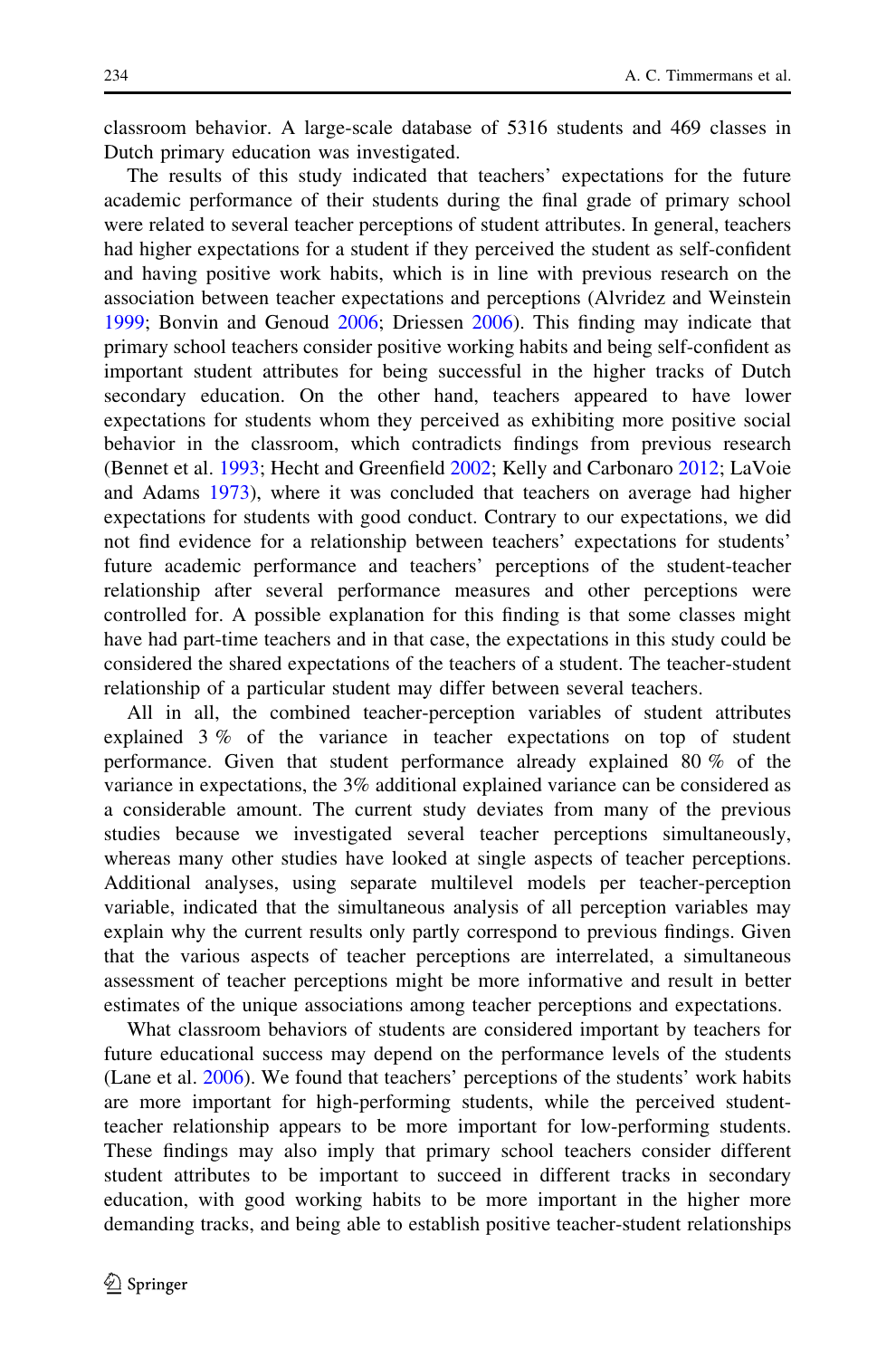classroom behavior. A large-scale database of 5316 students and 469 classes in Dutch primary education was investigated.

The results of this study indicated that teachers' expectations for the future academic performance of their students during the final grade of primary school were related to several teacher perceptions of student attributes. In general, teachers had higher expectations for a student if they perceived the student as self-confident and having positive work habits, which is in line with previous research on the association between teacher expectations and perceptions (Alvridez and Weinstein 1999; Bonvin and Genoud 2006; Driessen 2006). This finding may indicate that primary school teachers consider positive working habits and being self-confident as important student attributes for being successful in the higher tracks of Dutch secondary education. On the other hand, teachers appeared to have lower expectations for students whom they perceived as exhibiting more positive social behavior in the classroom, which contradicts findings from previous research (Bennet et al. 1993; Hecht and Greenfield 2002; Kelly and Carbonaro 2012; LaVoie and Adams 1973), where it was concluded that teachers on average had higher expectations for students with good conduct. Contrary to our expectations, we did not find evidence for a relationship between teachers' expectations for students' future academic performance and teachers' perceptions of the student-teacher relationship after several performance measures and other perceptions were controlled for. A possible explanation for this finding is that some classes might have had part-time teachers and in that case, the expectations in this study could be considered the shared expectations of the teachers of a student. The teacher-student relationship of a particular student may differ between several teachers.

All in all, the combined teacher-perception variables of student attributes explained 3 % of the variance in teacher expectations on top of student performance. Given that student performance already explained 80 % of the variance in expectations, the 3% additional explained variance can be considered as a considerable amount. The current study deviates from many of the previous studies because we investigated several teacher perceptions simultaneously, whereas many other studies have looked at single aspects of teacher perceptions. Additional analyses, using separate multilevel models per teacher-perception variable, indicated that the simultaneous analysis of all perception variables may explain why the current results only partly correspond to previous findings. Given that the various aspects of teacher perceptions are interrelated, a simultaneous assessment of teacher perceptions might be more informative and result in better estimates of the unique associations among teacher perceptions and expectations.

What classroom behaviors of students are considered important by teachers for future educational success may depend on the performance levels of the students (Lane et al. 2006). We found that teachers' perceptions of the students' work habits are more important for high-performing students, while the perceived student-teacher relationship appears to be more important for low-performing students. These findings may also imply that primary school teachers consider different student attributes to be important to succeed in different tracks in secondary education, with good working habits to be more important in the higher more demanding tracks, and being able to establish positive teacher-student relationships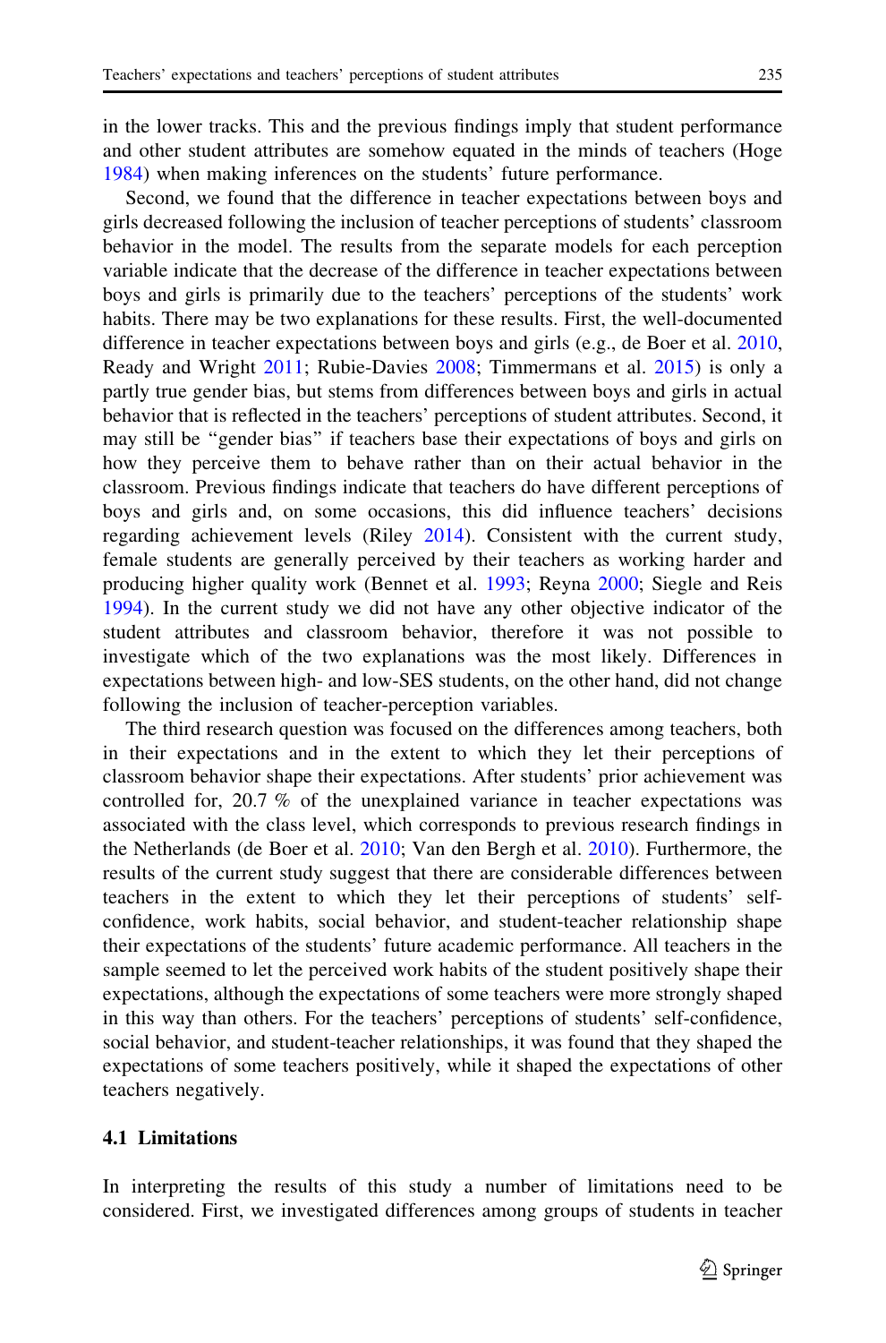in the lower tracks. This and the previous findings imply that student performance and other student attributes are somehow equated in the minds of teachers (Hoge 1984) when making inferences on the students' future performance.

Second, we found that the difference in teacher expectations between boys and girls decreased following the inclusion of teacher perceptions of students' classroom behavior in the model. The results from the separate models for each perception variable indicate that the decrease of the difference in teacher expectations between boys and girls is primarily due to the teachers' perceptions of the students' work habits. There may be two explanations for these results. First, the well-documented difference in teacher expectations between boys and girls (e.g., de Boer et al. 2010, Ready and Wright 2011; Rubie-Davies 2008; Timmermans et al. 2015) is only a partly true gender bias, but stems from differences between boys and girls in actual behavior that is reflected in the teachers' perceptions of student attributes. Second, it may still be "gender bias" if teachers base their expectations of boys and girls on how they perceive them to behave rather than on their actual behavior in the classroom. Previous findings indicate that teachers do have different perceptions of boys and girls and, on some occasions, this did influence teachers' decisions regarding achievement levels (Riley 2014). Consistent with the current study, female students are generally perceived by their teachers as working harder and producing higher quality work (Bennet et al. 1993; Reyna 2000; Siegle and Reis 1994). In the current study we did not have any other objective indicator of the student attributes and classroom behavior, therefore it was not possible to investigate which of the two explanations was the most likely. Differences in expectations between high- and low-SES students, on the other hand, did not change following the inclusion of teacher-perception variables.

The third research question was focused on the differences among teachers, both in their expectations and in the extent to which they let their perceptions of classroom behavior shape their expectations. After students' prior achievement was controlled for, 20.7 % of the unexplained variance in teacher expectations was associated with the class level, which corresponds to previous research findings in the Netherlands (de Boer et al. 2010; Van den Bergh et al. 2010). Furthermore, the results of the current study suggest that there are considerable differences between teachers in the extent to which they let their perceptions of students' self-confidence, work habits, social behavior, and student-teacher relationship shape their expectations of the students' future academic performance. All teachers in the sample seemed to let the perceived work habits of the student positively shape their expectations, although the expectations of some teachers were more strongly shaped in this way than others. For the teachers' perceptions of students' self-confidence, social behavior, and student-teacher relationships, it was found that they shaped the expectations of some teachers positively, while it shaped the expectations of other teachers negatively.

### 4.1 Limitations

In interpreting the results of this study a number of limitations need to be considered. First, we investigated differences among groups of students in teacher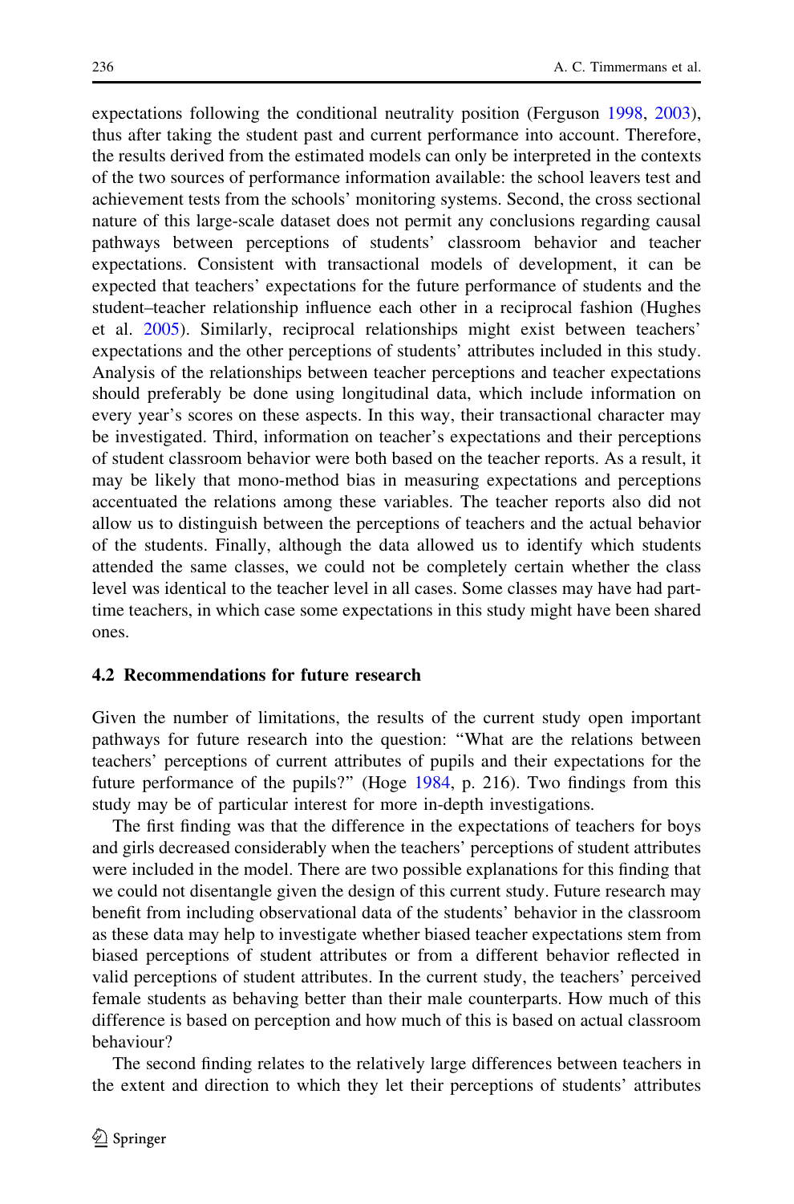expectations following the conditional neutrality position (Ferguson 1998, 2003), thus after taking the student past and current performance into account. Therefore, the results derived from the estimated models can only be interpreted in the contexts of the two sources of performance information available: the school leavers test and achievement tests from the schools' monitoring systems. Second, the cross sectional nature of this large-scale dataset does not permit any conclusions regarding causal pathways between perceptions of students' classroom behavior and teacher expectations. Consistent with transactional models of development, it can be expected that teachers' expectations for the future performance of students and the student–teacher relationship influence each other in a reciprocal fashion (Hughes et al. 2005). Similarly, reciprocal relationships might exist between teachers' expectations and the other perceptions of students' attributes included in this study. Analysis of the relationships between teacher perceptions and teacher expectations should preferably be done using longitudinal data, which include information on every year's scores on these aspects. In this way, their transactional character may be investigated. Third, information on teacher's expectations and their perceptions of student classroom behavior were both based on the teacher reports. As a result, it may be likely that mono-method bias in measuring expectations and perceptions accentuated the relations among these variables. The teacher reports also did not allow us to distinguish between the perceptions of teachers and the actual behavior of the students. Finally, although the data allowed us to identify which students attended the same classes, we could not be completely certain whether the class level was identical to the teacher level in all cases. Some classes may have had part-time teachers, in which case some expectations in this study might have been shared ones.

### 4.2 Recommendations for future research

Given the number of limitations, the results of the current study open important pathways for future research into the question: "What are the relations between teachers' perceptions of current attributes of pupils and their expectations for the future performance of the pupils?" (Hoge 1984, p. 216). Two findings from this study may be of particular interest for more in-depth investigations.

The first finding was that the difference in the expectations of teachers for boys and girls decreased considerably when the teachers' perceptions of student attributes were included in the model. There are two possible explanations for this finding that we could not disentangle given the design of this current study. Future research may benefit from including observational data of the students' behavior in the classroom as these data may help to investigate whether biased teacher expectations stem from biased perceptions of student attributes or from a different behavior reflected in valid perceptions of student attributes. In the current study, the teachers' perceived female students as behaving better than their male counterparts. How much of this difference is based on perception and how much of this is based on actual classroom behaviour?

The second finding relates to the relatively large differences between teachers in the extent and direction to which they let their perceptions of students' attributes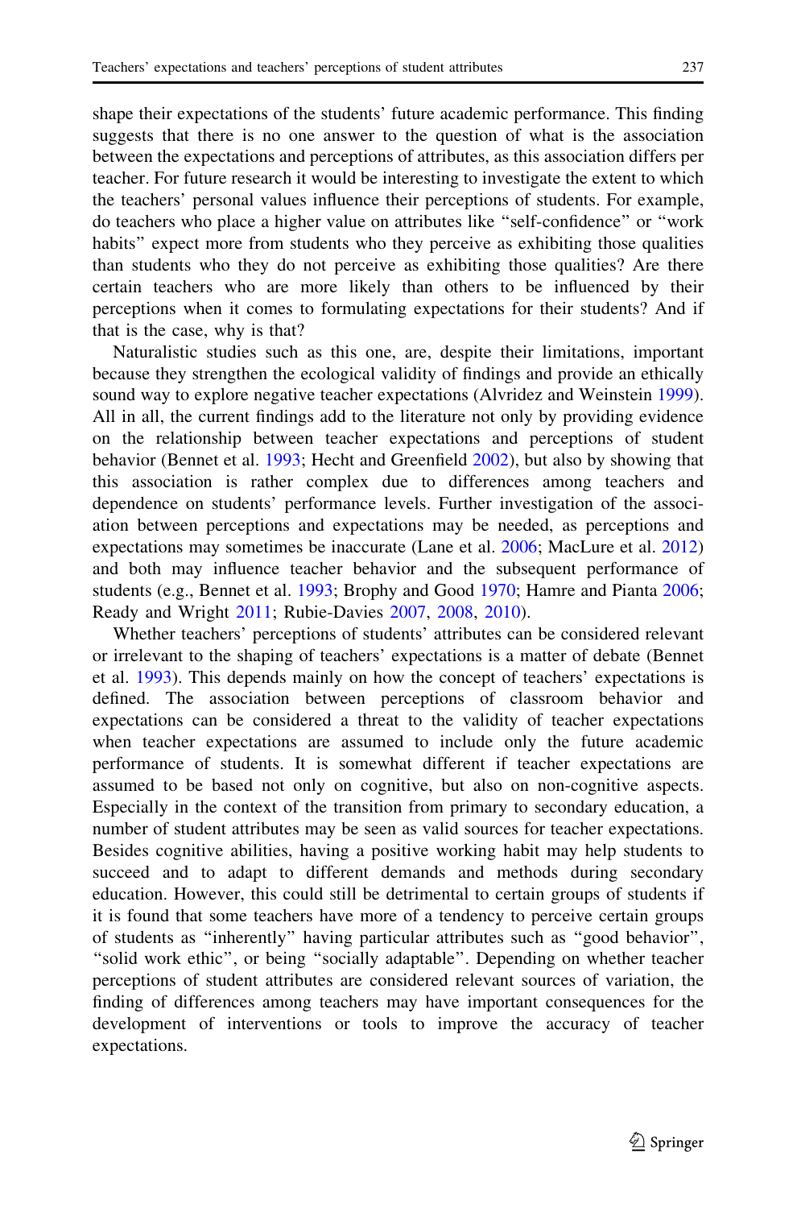shape their expectations of the students' future academic performance. This finding suggests that there is no one answer to the question of what is the association between the expectations and perceptions of attributes, as this association differs per teacher. For future research it would be interesting to investigate the extent to which the teachers' personal values influence their perceptions of students. For example, do teachers who place a higher value on attributes like "self-confidence" or "work habits" expect more from students who they perceive as exhibiting those qualities than students who they do not perceive as exhibiting those qualities? Are there certain teachers who are more likely than others to be influenced by their perceptions when it comes to formulating expectations for their students? And if that is the case, why is that?

Naturalistic studies such as this one, are, despite their limitations, important because they strengthen the ecological validity of findings and provide an ethically sound way to explore negative teacher expectations (Alvridez and Weinstein 1999). All in all, the current findings add to the literature not only by providing evidence on the relationship between teacher expectations and perceptions of student behavior (Bennet et al. 1993; Hecht and Greenfield 2002), but also by showing that this association is rather complex due to differences among teachers and dependence on students' performance levels. Further investigation of the association between perceptions and expectations may be needed, as perceptions and expectations may sometimes be inaccurate (Lane et al. 2006; MacLure et al. 2012) and both may influence teacher behavior and the subsequent performance of students (e.g., Bennet et al. 1993; Brophy and Good 1970; Hamre and Pianta 2006; Ready and Wright 2011; Rubie-Davies 2007, 2008, 2010).

Whether teachers' perceptions of students' attributes can be considered relevant or irrelevant to the shaping of teachers' expectations is a matter of debate (Bennet et al. 1993). This depends mainly on how the concept of teachers' expectations is defined. The association between perceptions of classroom behavior and expectations can be considered a threat to the validity of teacher expectations when teacher expectations are assumed to include only the future academic performance of students. It is somewhat different if teacher expectations are assumed to be based not only on cognitive, but also on non-cognitive aspects. Especially in the context of the transition from primary to secondary education, a number of student attributes may be seen as valid sources for teacher expectations. Besides cognitive abilities, having a positive working habit may help students to succeed and to adapt to different demands and methods during secondary education. However, this could still be detrimental to certain groups of students if it is found that some teachers have more of a tendency to perceive certain groups of students as "inherently" having particular attributes such as "good behavior", "solid work ethic", or being "socially adaptable". Depending on whether teacher perceptions of student attributes are considered relevant sources of variation, the finding of differences among teachers may have important consequences for the development of interventions or tools to improve the accuracy of teacher expectations.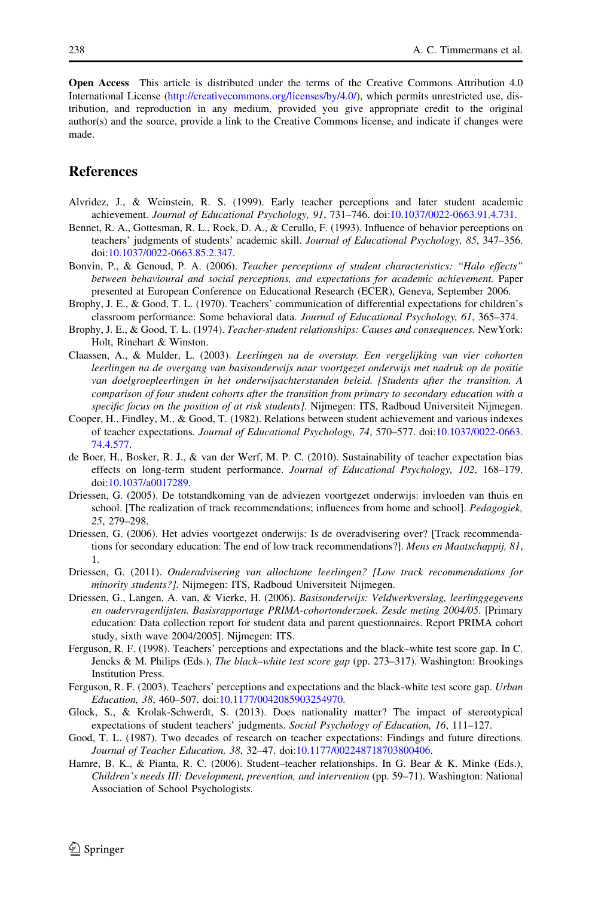**Open Access** This article is distributed under the terms of the Creative Commons Attribution 4.0 International License (http://creativecommons.org/licenses/by/4.0/), which permits unrestricted use, distribution, and reproduction in any medium, provided you give appropriate credit to the original author(s) and the source, provide a link to the Creative Commons license, and indicate if changes were made.

## References

Alvridez, J., & Weinstein, R. S. (1999). Early teacher perceptions and later student academic achievement. *Journal of Educational Psychology, 91*, 731–746. doi:10.1037/0022-0663.91.4.731.

Bennet, R. A., Gottesman, R. L., Rock, D. A., & Cerullo, F. (1993). Influence of behavior perceptions on teachers' judgments of students' academic skill. *Journal of Educational Psychology, 85*, 347–356. doi:10.1037/0022-0663.85.2.347.

Bonvin, P., & Genoud, P. A. (2006). *Teacher perceptions of student characteristics: "Halo effects" between behavioural and social perceptions, and expectations for academic achievement.* Paper presented at European Conference on Educational Research (ECER), Geneva, September 2006.

Brophy, J. E., & Good, T. L. (1970). Teachers' communication of differential expectations for children's classroom performance: Some behavioral data. *Journal of Educational Psychology, 61*, 365–374.

Brophy, J. E., & Good, T. L. (1974). *Teacher-student relationships: Causes and consequences*. NewYork: Holt, Rinehart & Winston.

Claassen, A., & Mulder, L. (2003). *Leerlingen na de overstap. Een vergelijking van vier cohorten leerlingen na de overgang van basisonderwijs naar voortgezet onderwijs met nadruk op de positie van doelgroepleerlingen in het onderwijsachterstanden beleid. [Students after the transition. A comparison of four student cohorts after the transition from primary to secondary education with a specific focus on the position of at risk students]*. Nijmegen: ITS, Radboud Universiteit Nijmegen.

Cooper, H., Findley, M., & Good, T. (1982). Relations between student achievement and various indexes of teacher expectations. *Journal of Educational Psychology, 74*, 570–577. doi:10.1037/0022-0663.74.4.577.

de Boer, H., Bosker, R. J., & van der Werf, M. P. C. (2010). Sustainability of teacher expectation bias effects on long-term student performance. *Journal of Educational Psychology, 102*, 168–179. doi:10.1037/a0017289.

Driessen, G. (2005). De totstandkoming van de adviezen voortgezet onderwijs: invloeden van thuis en school. [The realization of track recommendations; influences from home and school]. *Pedagogiek, 25*, 279–298.

Driessen, G. (2006). Het advies voortgezet onderwijs: Is de overadvisering over? [Track recommendations for secondary education: The end of low track recommendations?]. *Mens en Maatschappij, 81*, 1.

Driessen, G. (2011). *Onderadvisering van allochtone leerlingen? [Low track recommendations for minority students?]*. Nijmegen: ITS, Radboud Universiteit Nijmegen.

Driessen, G., Langen, A. van, & Vierke, H. (2006). *Basisonderwijs: Veldwerkverslag, leerlinggegevens en oudervragenlijsten. Basisrapportage PRIMA-cohortonderzoek. Zesde meting 2004/05.* [Primary education: Data collection report for student data and parent questionnaires. Report PRIMA cohort study, sixth wave 2004/2005]. Nijmegen: ITS.

Ferguson, R. F. (1998). Teachers' perceptions and expectations and the black–white test score gap. In C. Jencks & M. Philips (Eds.), *The black–white test score gap* (pp. 273–317). Washington: Brookings Institution Press.

Ferguson, R. F. (2003). Teachers' perceptions and expectations and the black-white test score gap. *Urban Education, 38*, 460–507. doi:10.1177/0042085903254970.

Glock, S., & Krolak-Schwerdt, S. (2013). Does nationality matter? The impact of stereotypical expectations of student teachers' judgments. *Social Psychology of Education, 16*, 111–127.

Good, T. L. (1987). Two decades of research on teacher expectations: Findings and future directions. *Journal of Teacher Education, 38*, 32–47. doi:10.1177/002248718703800406.

Hamre, B. K., & Pianta, R. C. (2006). Student–teacher relationships. In G. Bear & K. Minke (Eds.), *Children's needs III: Development, prevention, and intervention* (pp. 59–71). Washington: National Association of School Psychologists.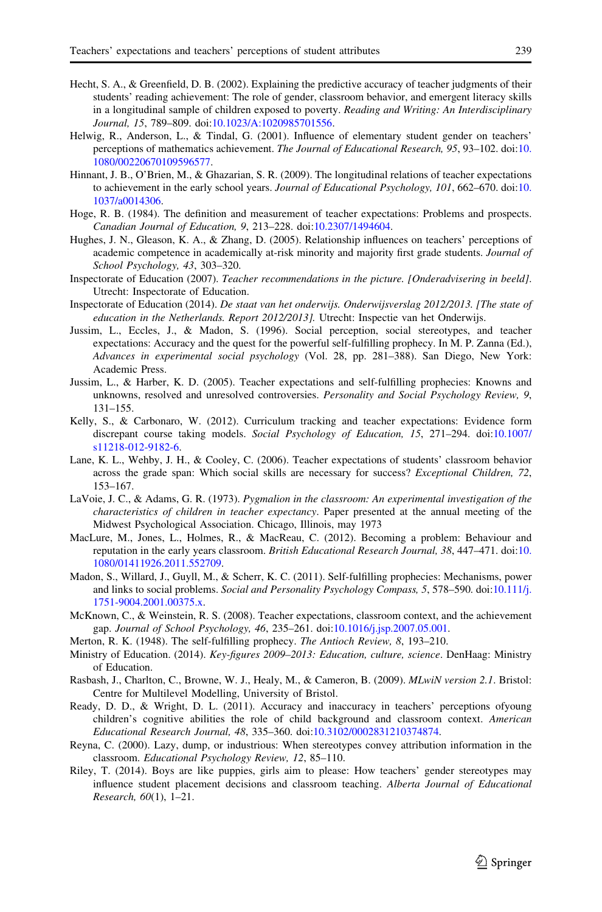Hecht, S. A., & Greenfield, D. B. (2002). Explaining the predictive accuracy of teacher judgments of their students' reading achievement: The role of gender, classroom behavior, and emergent literacy skills in a longitudinal sample of children exposed to poverty. *Reading and Writing: An Interdisciplinary Journal, 15*, 789–809. doi:10.1023/A:1020985701556.

Helwig, R., Anderson, L., & Tindal, G. (2001). Influence of elementary student gender on teachers' perceptions of mathematics achievement. *The Journal of Educational Research, 95*, 93–102. doi:10.1080/00220670109596577.

Hinnant, J. B., O'Brien, M., & Ghazarian, S. R. (2009). The longitudinal relations of teacher expectations to achievement in the early school years. *Journal of Educational Psychology, 101*, 662–670. doi:10.1037/a0014306.

Hoge, R. B. (1984). The definition and measurement of teacher expectations: Problems and prospects. *Canadian Journal of Education, 9*, 213–228. doi:10.2307/1494604.

Hughes, J. N., Gleason, K. A., & Zhang, D. (2005). Relationship influences on teachers' perceptions of academic competence in academically at-risk minority and majority first grade students. *Journal of School Psychology, 43*, 303–320.

Inspectorate of Education (2007). *Teacher recommendations in the picture. [Onderadvisering in beeld]*. Utrecht: Inspectorate of Education.

Inspectorate of Education (2014). *De staat van het onderwijs. Onderwijsverslag 2012/2013. [The state of education in the Netherlands. Report 2012/2013]*. Utrecht: Inspectie van het Onderwijs.

Jussim, L., Eccles, J., & Madon, S. (1996). Social perception, social stereotypes, and teacher expectations: Accuracy and the quest for the powerful self-fulfilling prophecy. In M. P. Zanna (Ed.), *Advances in experimental social psychology* (Vol. 28, pp. 281–388). San Diego, New York: Academic Press.

Jussim, L., & Harber, K. D. (2005). Teacher expectations and self-fulfilling prophecies: Knowns and unknowns, resolved and unresolved controversies. *Personality and Social Psychology Review, 9*, 131–155.

Kelly, S., & Carbonaro, W. (2012). Curriculum tracking and teacher expectations: Evidence form discrepant course taking models. *Social Psychology of Education, 15*, 271–294. doi:10.1007/s11218-012-9182-6.

Lane, K. L., Wehby, J. H., & Cooley, C. (2006). Teacher expectations of students' classroom behavior across the grade span: Which social skills are necessary for success? *Exceptional Children, 72*, 153–167.

LaVoie, J. C., & Adams, G. R. (1973). *Pygmalion in the classroom: An experimental investigation of the characteristics of children in teacher expectancy*. Paper presented at the annual meeting of the Midwest Psychological Association. Chicago, Illinois, may 1973

MacLure, M., Jones, L., Holmes, R., & MacReau, C. (2012). Becoming a problem: Behaviour and reputation in the early years classroom. *British Educational Research Journal, 38*, 447–471. doi:10.1080/01411926.2011.552709.

Madon, S., Willard, J., Guyll, M., & Scherr, K. C. (2011). Self-fulfilling prophecies: Mechanisms, power and links to social problems. *Social and Personality Psychology Compass, 5*, 578–590. doi:10.111/j.1751-9004.2001.00375.x.

McKnown, C., & Weinstein, R. S. (2008). Teacher expectations, classroom context, and the achievement gap. *Journal of School Psychology, 46*, 235–261. doi:10.1016/j.jsp.2007.05.001.

Merton, R. K. (1948). The self-fulfilling prophecy. *The Antioch Review, 8*, 193–210.

Ministry of Education. (2014). *Key-figures 2009–2013: Education, culture, science*. DenHaag: Ministry of Education.

Rasbash, J., Charlton, C., Browne, W. J., Healy, M., & Cameron, B. (2009). *MLwiN version 2.1*. Bristol: Centre for Multilevel Modelling, University of Bristol.

Ready, D. D., & Wright, D. L. (2011). Accuracy and inaccuracy in teachers' perceptions ofyoung children's cognitive abilities the role of child background and classroom context. *American Educational Research Journal, 48*, 335–360. doi:10.3102/0002831210374874.

Reyna, C. (2000). Lazy, dump, or industrious: When stereotypes convey attribution information in the classroom. *Educational Psychology Review, 12*, 85–110.

Riley, T. (2014). Boys are like puppies, girls aim to please: How teachers' gender stereotypes may influence student placement decisions and classroom teaching. *Alberta Journal of Educational Research, 60*(1), 1–21.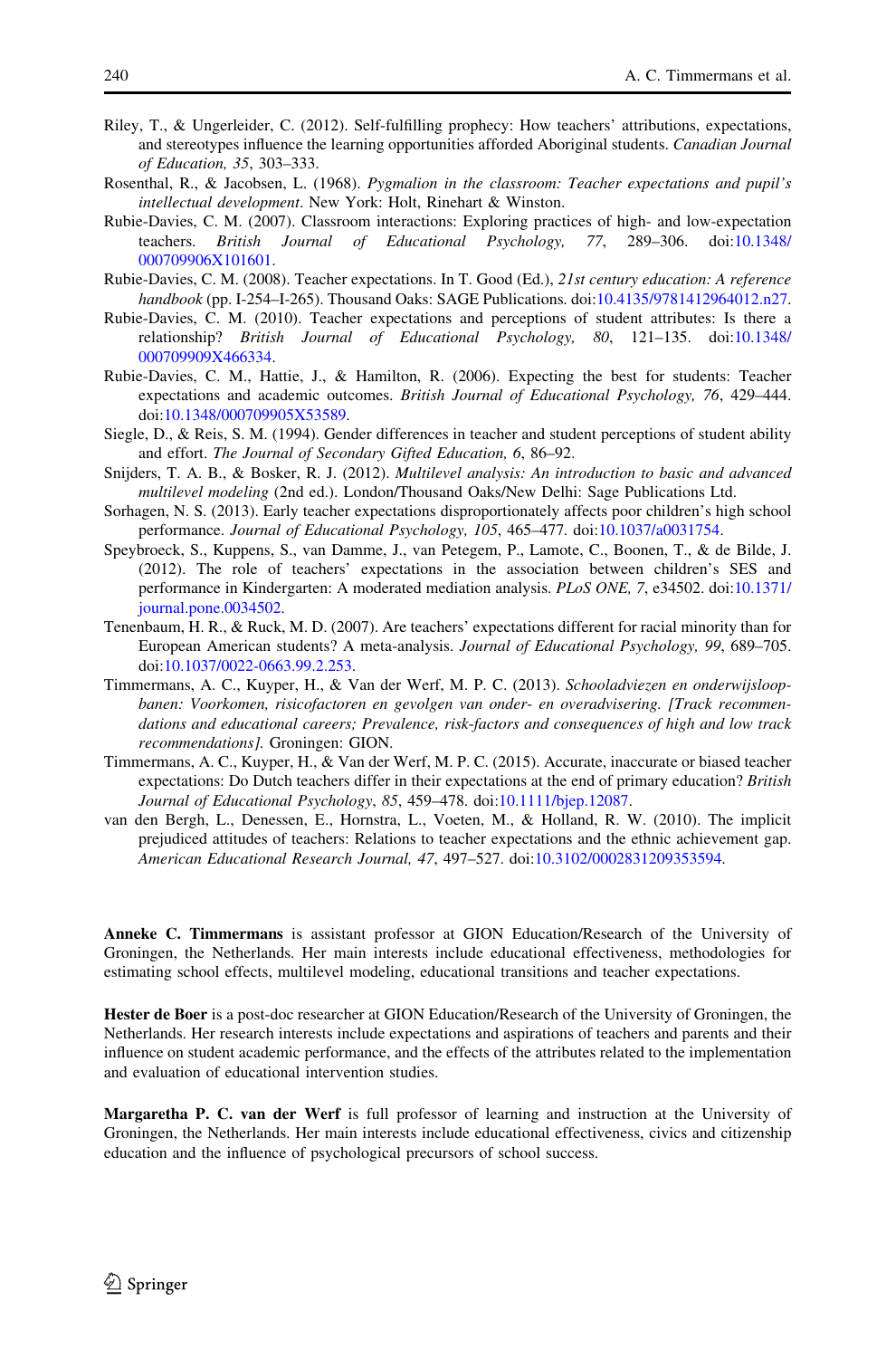Riley, T., & Ungerleider, C. (2012). Self-fulfilling prophecy: How teachers' attributions, expectations, and stereotypes influence the learning opportunities afforded Aboriginal students. *Canadian Journal of Education, 35*, 303–333.

Rosenthal, R., & Jacobsen, L. (1968). *Pygmalion in the classroom: Teacher expectations and pupil's intellectual development*. New York: Holt, Rinehart & Winston.

Rubie-Davies, C. M. (2007). Classroom interactions: Exploring practices of high- and low-expectation teachers. *British Journal of Educational Psychology, 77*, 289–306. doi:10.1348/000709906X101601.

Rubie-Davies, C. M. (2008). Teacher expectations. In T. Good (Ed.), *21st century education: A reference handbook* (pp. I-254–I-265). Thousand Oaks: SAGE Publications. doi:10.4135/9781412964012.n27.

Rubie-Davies, C. M. (2010). Teacher expectations and perceptions of student attributes: Is there a relationship? *British Journal of Educational Psychology, 80*, 121–135. doi:10.1348/000709909X466334.

Rubie-Davies, C. M., Hattie, J., & Hamilton, R. (2006). Expecting the best for students: Teacher expectations and academic outcomes. *British Journal of Educational Psychology, 76*, 429–444. doi:10.1348/000709905X53589.

Siegle, D., & Reis, S. M. (1994). Gender differences in teacher and student perceptions of student ability and effort. *The Journal of Secondary Gifted Education, 6*, 86–92.

Snijders, T. A. B., & Bosker, R. J. (2012). *Multilevel analysis: An introduction to basic and advanced multilevel modeling* (2nd ed.). London/Thousand Oaks/New Delhi: Sage Publications Ltd.

Sorhagen, N. S. (2013). Early teacher expectations disproportionately affects poor children's high school performance. *Journal of Educational Psychology, 105*, 465–477. doi:10.1037/a0031754.

Speybroeck, S., Kuppens, S., van Damme, J., van Petegem, P., Lamote, C., Boonen, T., & de Bilde, J. (2012). The role of teachers' expectations in the association between children's SES and performance in Kindergarten: A moderated mediation analysis. *PLoS ONE, 7*, e34502. doi:10.1371/journal.pone.0034502.

Tenenbaum, H. R., & Ruck, M. D. (2007). Are teachers' expectations different for racial minority than for European American students? A meta-analysis. *Journal of Educational Psychology, 99*, 689–705. doi:10.1037/0022-0663.99.2.253.

Timmermans, A. C., Kuyper, H., & Van der Werf, M. P. C. (2013). *Schooladviezen en onderwijsloopbanen: Voorkomen, risicofactoren en gevolgen van onder- en overadvisering. [Track recommendations and educational careers; Prevalence, risk-factors and consequences of high and low track recommendations]*. Groningen: GION.

Timmermans, A. C., Kuyper, H., & Van der Werf, M. P. C. (2015). Accurate, inaccurate or biased teacher expectations: Do Dutch teachers differ in their expectations at the end of primary education? *British Journal of Educational Psychology*, *85*, 459–478. doi:10.1111/bjep.12087.

van den Bergh, L., Denessen, E., Hornstra, L., Voeten, M., & Holland, R. W. (2010). The implicit prejudiced attitudes of teachers: Relations to teacher expectations and the ethnic achievement gap. *American Educational Research Journal, 47*, 497–527. doi:10.3102/0002831209353594.

**Anneke C. Timmermans** is assistant professor at GION Education/Research of the University of Groningen, the Netherlands. Her main interests include educational effectiveness, methodologies for estimating school effects, multilevel modeling, educational transitions and teacher expectations.

**Hester de Boer** is a post-doc researcher at GION Education/Research of the University of Groningen, the Netherlands. Her research interests include expectations and aspirations of teachers and parents and their influence on student academic performance, and the effects of the attributes related to the implementation and evaluation of educational intervention studies.

**Margaretha P. C. van der Werf** is full professor of learning and instruction at the University of Groningen, the Netherlands. Her main interests include educational effectiveness, civics and citizenship education and the influence of psychological precursors of school success.